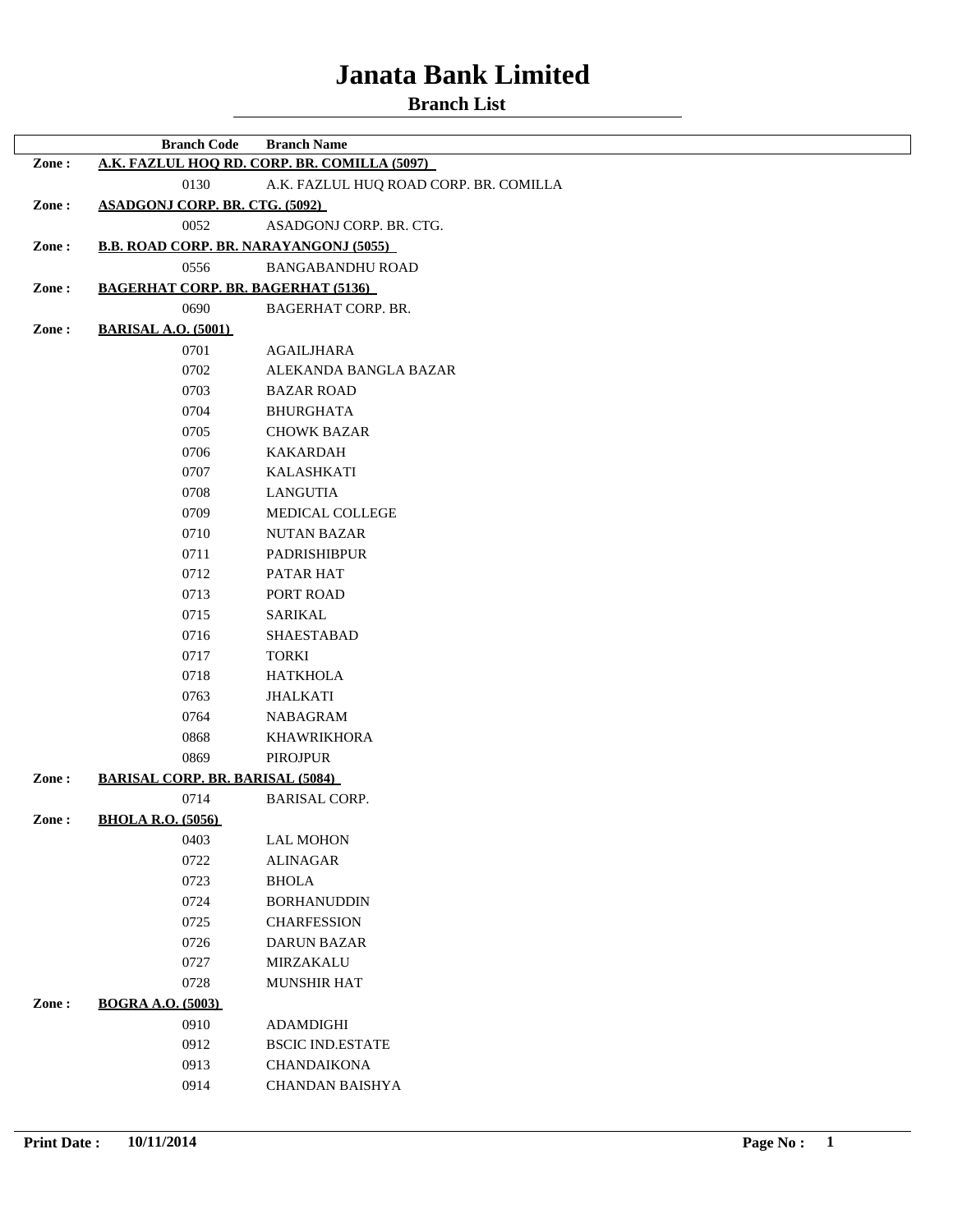# Janata Bank Limited

## Branch List

| | Branch Code | Branch Name |
|---|---|---|
| **Zone :** | **A.K. FAZLUL HOQ RD. CORP. BR. COMILLA (5097)** | |
| | 0130 | A.K. FAZLUL HUQ ROAD CORP. BR. COMILLA |
| **Zone :** | **ASADGONJ CORP. BR. CTG. (5092)** | |
| | 0052 | ASADGONJ CORP. BR. CTG. |
| **Zone :** | **B.B. ROAD CORP. BR. NARAYANGONJ (5055)** | |
| | 0556 | BANGABANDHU ROAD |
| **Zone :** | **BAGERHAT CORP. BR. BAGERHAT (5136)** | |
| | 0690 | BAGERHAT CORP. BR. |
| **Zone :** | **BARISAL A.O. (5001)** | |
| | 0701 | AGAILJHARA |
| | 0702 | ALEKANDA BANGLA BAZAR |
| | 0703 | BAZAR ROAD |
| | 0704 | BHURGHATA |
| | 0705 | CHOWK BAZAR |
| | 0706 | KAKARDAH |
| | 0707 | KALASHKATI |
| | 0708 | LANGUTIA |
| | 0709 | MEDICAL COLLEGE |
| | 0710 | NUTAN BAZAR |
| | 0711 | PADRISHIBPUR |
| | 0712 | PATAR HAT |
| | 0713 | PORT ROAD |
| | 0715 | SARIKAL |
| | 0716 | SHAESTABAD |
| | 0717 | TORKI |
| | 0718 | HATKHOLA |
| | 0763 | JHALKATI |
| | 0764 | NABAGRAM |
| | 0868 | KHAWRIKHORA |
| | 0869 | PIROJPUR |
| **Zone :** | **BARISAL CORP. BR. BARISAL (5084)** | |
| | 0714 | BARISAL CORP. |
| **Zone :** | **BHOLA R.O. (5056)** | |
| | 0403 | LAL MOHON |
| | 0722 | ALINAGAR |
| | 0723 | BHOLA |
| | 0724 | BORHANUDDIN |
| | 0725 | CHARFESSION |
| | 0726 | DARUN BAZAR |
| | 0727 | MIRZAKALU |
| | 0728 | MUNSHIR HAT |
| **Zone :** | **BOGRA A.O. (5003)** | |
| | 0910 | ADAMDIGHI |
| | 0912 | BSCIC IND.ESTATE |
| | 0913 | CHANDAIKONA |
| | 0914 | CHANDAN BAISHYA |

**Print Date :** 10/11/2014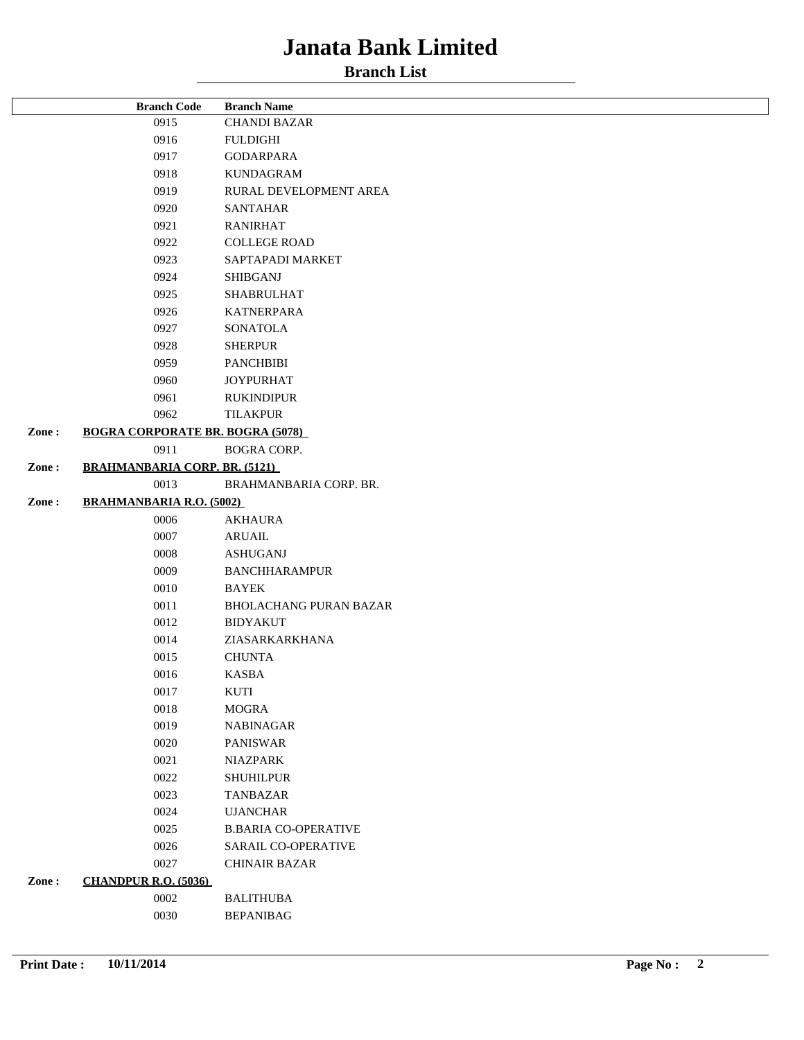# Janata Bank Limited

## Branch List

| | Branch Code | Branch Name |
|---|---|---|
| | 0915 | CHANDI BAZAR |
| | 0916 | FULDIGHI |
| | 0917 | GODARPARA |
| | 0918 | KUNDAGRAM |
| | 0919 | RURAL DEVELOPMENT AREA |
| | 0920 | SANTAHAR |
| | 0921 | RANIRHAT |
| | 0922 | COLLEGE ROAD |
| | 0923 | SAPTAPADI MARKET |
| | 0924 | SHIBGANJ |
| | 0925 | SHABRULHAT |
| | 0926 | KATNERPARA |
| | 0927 | SONATOLA |
| | 0928 | SHERPUR |
| | 0959 | PANCHBIBI |
| | 0960 | JOYPURHAT |
| | 0961 | RUKINDIPUR |
| | 0962 | TILAKPUR |
| **Zone :** | **BOGRA CORPORATE BR. BOGRA (5078)** | |
| | 0911 | BOGRA CORP. |
| **Zone :** | **BRAHMANBARIA CORP. BR. (5121)** | |
| | 0013 | BRAHMANBARIA CORP. BR. |
| **Zone :** | **BRAHMANBARIA R.O. (5002)** | |
| | 0006 | AKHAURA |
| | 0007 | ARUAIL |
| | 0008 | ASHUGANJ |
| | 0009 | BANCHHARAMPUR |
| | 0010 | BAYEK |
| | 0011 | BHOLACHANG PURAN BAZAR |
| | 0012 | BIDYAKUT |
| | 0014 | ZIASARKARKHANA |
| | 0015 | CHUNTA |
| | 0016 | KASBA |
| | 0017 | KUTI |
| | 0018 | MOGRA |
| | 0019 | NABINAGAR |
| | 0020 | PANISWAR |
| | 0021 | NIAZPARK |
| | 0022 | SHUHILPUR |
| | 0023 | TANBAZAR |
| | 0024 | UJANCHAR |
| | 0025 | B.BARIA CO-OPERATIVE |
| | 0026 | SARAIL CO-OPERATIVE |
| | 0027 | CHINAIR BAZAR |
| **Zone :** | **CHANDPUR R.O. (5036)** | |
| | 0002 | BALITHUBA |
| | 0030 | BEPANIBAG |

**Print Date :** 10/11/2014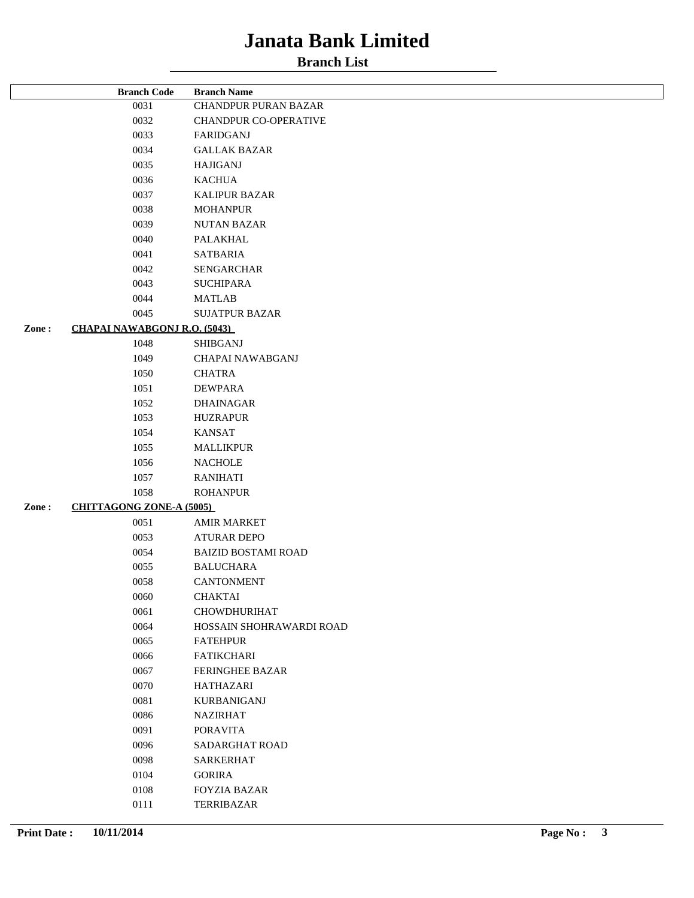# Janata Bank Limited

## Branch List

| | Branch Code | Branch Name |
|---|---|---|
| | 0031 | CHANDPUR PURAN BAZAR |
| | 0032 | CHANDPUR CO-OPERATIVE |
| | 0033 | FARIDGANJ |
| | 0034 | GALLAK BAZAR |
| | 0035 | HAJIGANJ |
| | 0036 | KACHUA |
| | 0037 | KALIPUR BAZAR |
| | 0038 | MOHANPUR |
| | 0039 | NUTAN BAZAR |
| | 0040 | PALAKHAL |
| | 0041 | SATBARIA |
| | 0042 | SENGARCHAR |
| | 0043 | SUCHIPARA |
| | 0044 | MATLAB |
| | 0045 | SUJATPUR BAZAR |
| **Zone :** | **CHAPAI NAWABGONJ R.O. (5043)** | |
| | 1048 | SHIBGANJ |
| | 1049 | CHAPAI NAWABGANJ |
| | 1050 | CHATRA |
| | 1051 | DEWPARA |
| | 1052 | DHAINAGAR |
| | 1053 | HUZRAPUR |
| | 1054 | KANSAT |
| | 1055 | MALLIKPUR |
| | 1056 | NACHOLE |
| | 1057 | RANIHATI |
| | 1058 | ROHANPUR |
| **Zone :** | **CHITTAGONG ZONE-A (5005)** | |
| | 0051 | AMIR MARKET |
| | 0053 | ATURAR DEPO |
| | 0054 | BAIZID BOSTAMI ROAD |
| | 0055 | BALUCHARA |
| | 0058 | CANTONMENT |
| | 0060 | CHAKTAI |
| | 0061 | CHOWDHURIHAT |
| | 0064 | HOSSAIN SHOHRAWARDI ROAD |
| | 0065 | FATEHPUR |
| | 0066 | FATIKCHARI |
| | 0067 | FERINGHEE BAZAR |
| | 0070 | HATHAZARI |
| | 0081 | KURBANIGANJ |
| | 0086 | NAZIRHAT |
| | 0091 | PORAVITA |
| | 0096 | SADARGHAT ROAD |
| | 0098 | SARKERHAT |
| | 0104 | GORIRA |
| | 0108 | FOYZIA BAZAR |
| | 0111 | TERRIBAZAR |

**Print Date :** 10/11/2014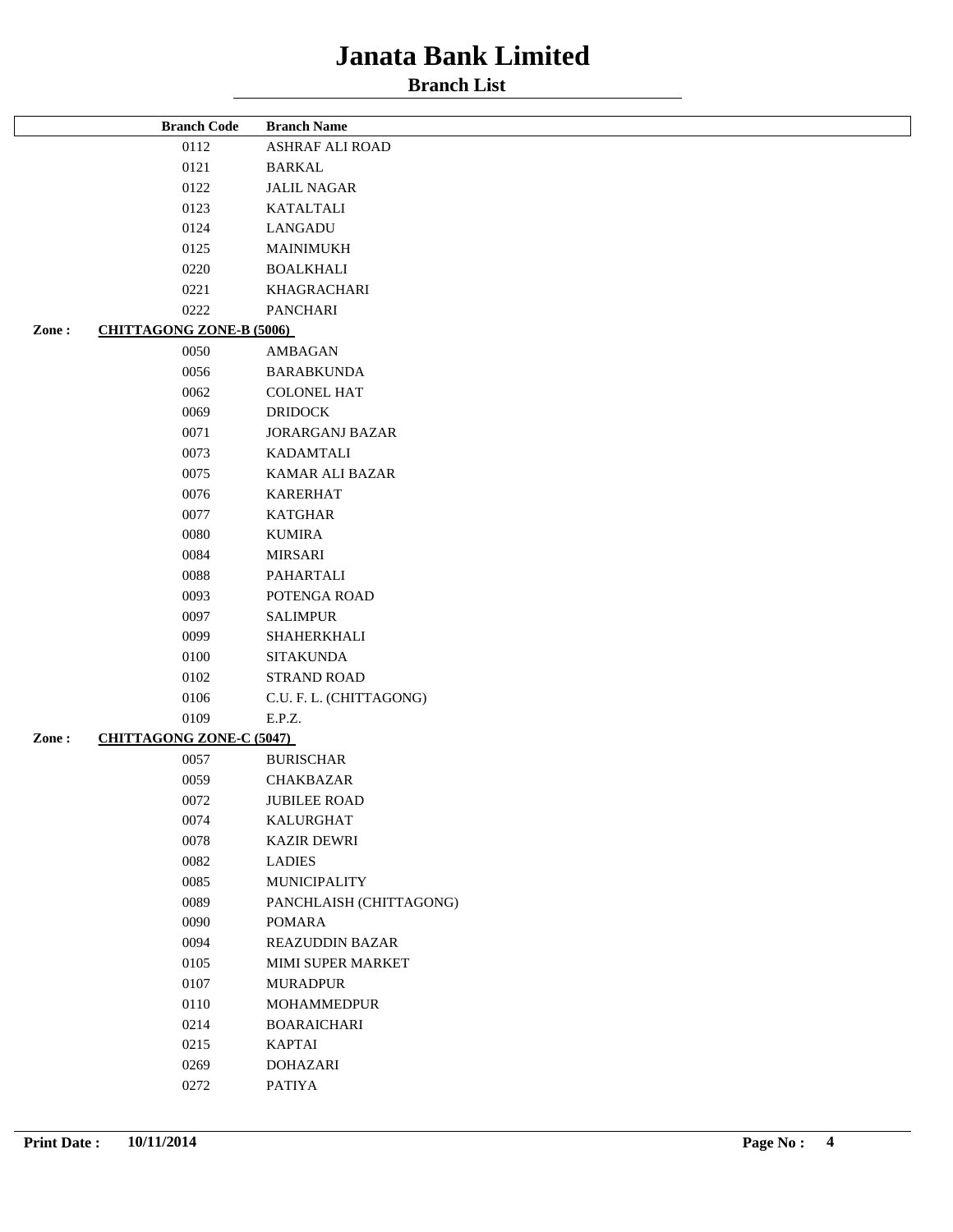# Janata Bank Limited

## Branch List

| Branch Code | Branch Name |
|---|---|
| 0112 | ASHRAF ALI ROAD |
| 0121 | BARKAL |
| 0122 | JALIL NAGAR |
| 0123 | KATALTALI |
| 0124 | LANGADU |
| 0125 | MAINIMUKH |
| 0220 | BOALKHALI |
| 0221 | KHAGRACHARI |
| 0222 | PANCHARI |

**Zone : CHITTAGONG ZONE-B (5006)**

| Branch Code | Branch Name |
|---|---|
| 0050 | AMBAGAN |
| 0056 | BARABKUNDA |
| 0062 | COLONEL HAT |
| 0069 | DRIDOCK |
| 0071 | JORARGANJ BAZAR |
| 0073 | KADAMTALI |
| 0075 | KAMAR ALI BAZAR |
| 0076 | KARERHAT |
| 0077 | KATGHAR |
| 0080 | KUMIRA |
| 0084 | MIRSARI |
| 0088 | PAHARTALI |
| 0093 | POTENGA ROAD |
| 0097 | SALIMPUR |
| 0099 | SHAHERKHALI |
| 0100 | SITAKUNDA |
| 0102 | STRAND ROAD |
| 0106 | C.U. F. L. (CHITTAGONG) |
| 0109 | E.P.Z. |

**Zone : CHITTAGONG ZONE-C (5047)**

| Branch Code | Branch Name |
|---|---|
| 0057 | BURISCHAR |
| 0059 | CHAKBAZAR |
| 0072 | JUBILEE ROAD |
| 0074 | KALURGHAT |
| 0078 | KAZIR DEWRI |
| 0082 | LADIES |
| 0085 | MUNICIPALITY |
| 0089 | PANCHLAISH (CHITTAGONG) |
| 0090 | POMARA |
| 0094 | REAZUDDIN BAZAR |
| 0105 | MIMI SUPER MARKET |
| 0107 | MURADPUR |
| 0110 | MOHAMMEDPUR |
| 0214 | BOARAICHARI |
| 0215 | KAPTAI |
| 0269 | DOHAZARI |
| 0272 | PATIYA |

**Print Date :** 10/11/2014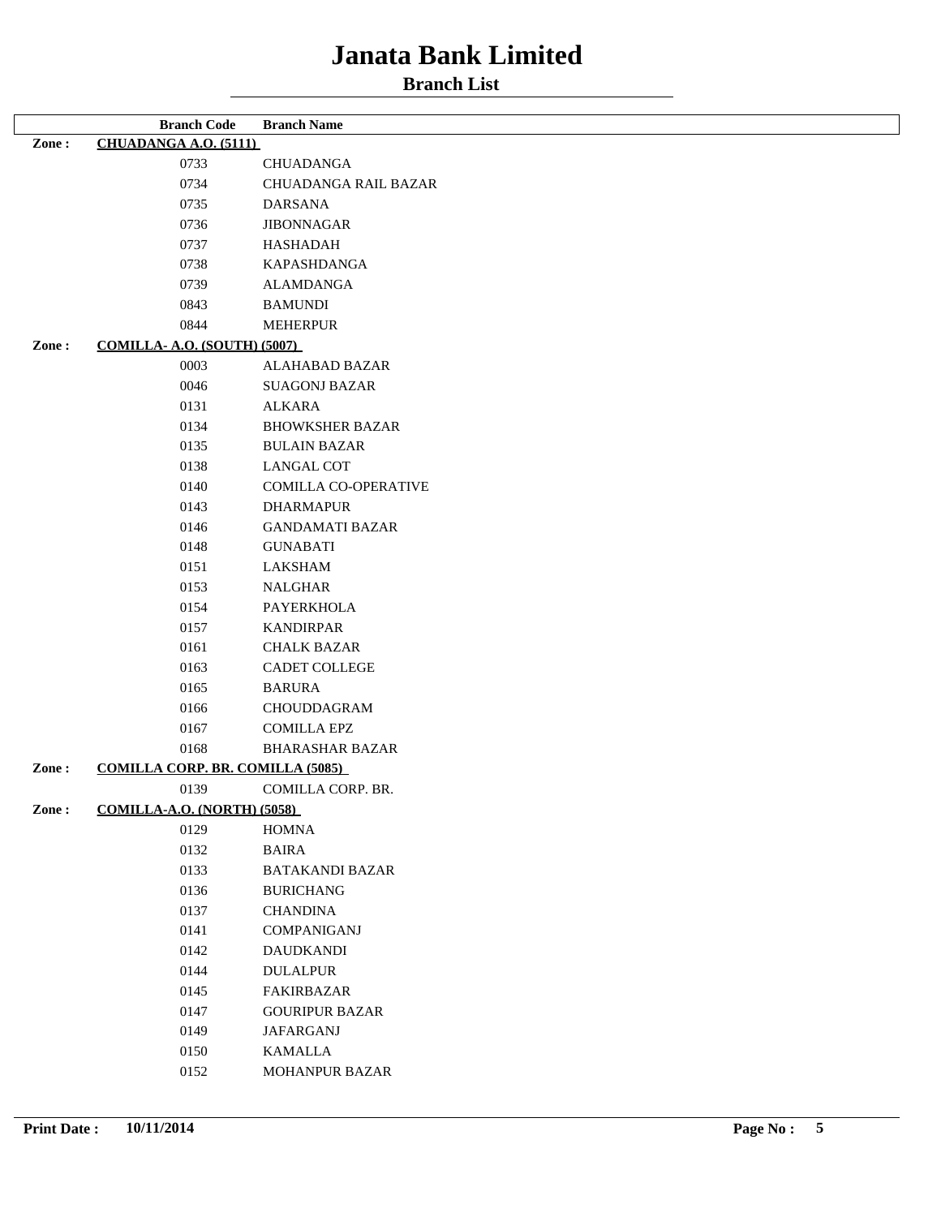# Janata Bank Limited

## Branch List

| | Branch Code | Branch Name |
|---|---|---|
| **Zone :** | **CHUADANGA A.O. (5111)** | |
| | 0733 | CHUADANGA |
| | 0734 | CHUADANGA RAIL BAZAR |
| | 0735 | DARSANA |
| | 0736 | JIBONNAGAR |
| | 0737 | HASHADAH |
| | 0738 | KAPASHDANGA |
| | 0739 | ALAMDANGA |
| | 0843 | BAMUNDI |
| | 0844 | MEHERPUR |
| **Zone :** | **COMILLA- A.O. (SOUTH) (5007)** | |
| | 0003 | ALAHABAD BAZAR |
| | 0046 | SUAGONJ BAZAR |
| | 0131 | ALKARA |
| | 0134 | BHOWKSHER BAZAR |
| | 0135 | BULAIN BAZAR |
| | 0138 | LANGAL COT |
| | 0140 | COMILLA CO-OPERATIVE |
| | 0143 | DHARMAPUR |
| | 0146 | GANDAMATI BAZAR |
| | 0148 | GUNABATI |
| | 0151 | LAKSHAM |
| | 0153 | NALGHAR |
| | 0154 | PAYERKHOLA |
| | 0157 | KANDIRPAR |
| | 0161 | CHALK BAZAR |
| | 0163 | CADET COLLEGE |
| | 0165 | BARURA |
| | 0166 | CHOUDDAGRAM |
| | 0167 | COMILLA EPZ |
| | 0168 | BHARASHAR BAZAR |
| **Zone :** | **COMILLA CORP. BR. COMILLA (5085)** | |
| | 0139 | COMILLA CORP. BR. |
| **Zone :** | **COMILLA-A.O. (NORTH) (5058)** | |
| | 0129 | HOMNA |
| | 0132 | BAIRA |
| | 0133 | BATAKANDI BAZAR |
| | 0136 | BURICHANG |
| | 0137 | CHANDINA |
| | 0141 | COMPANIGANJ |
| | 0142 | DAUDKANDI |
| | 0144 | DULALPUR |
| | 0145 | FAKIRBAZAR |
| | 0147 | GOURIPUR BAZAR |
| | 0149 | JAFARGANJ |
| | 0150 | KAMALLA |
| | 0152 | MOHANPUR BAZAR |

**Print Date :** 10/11/2014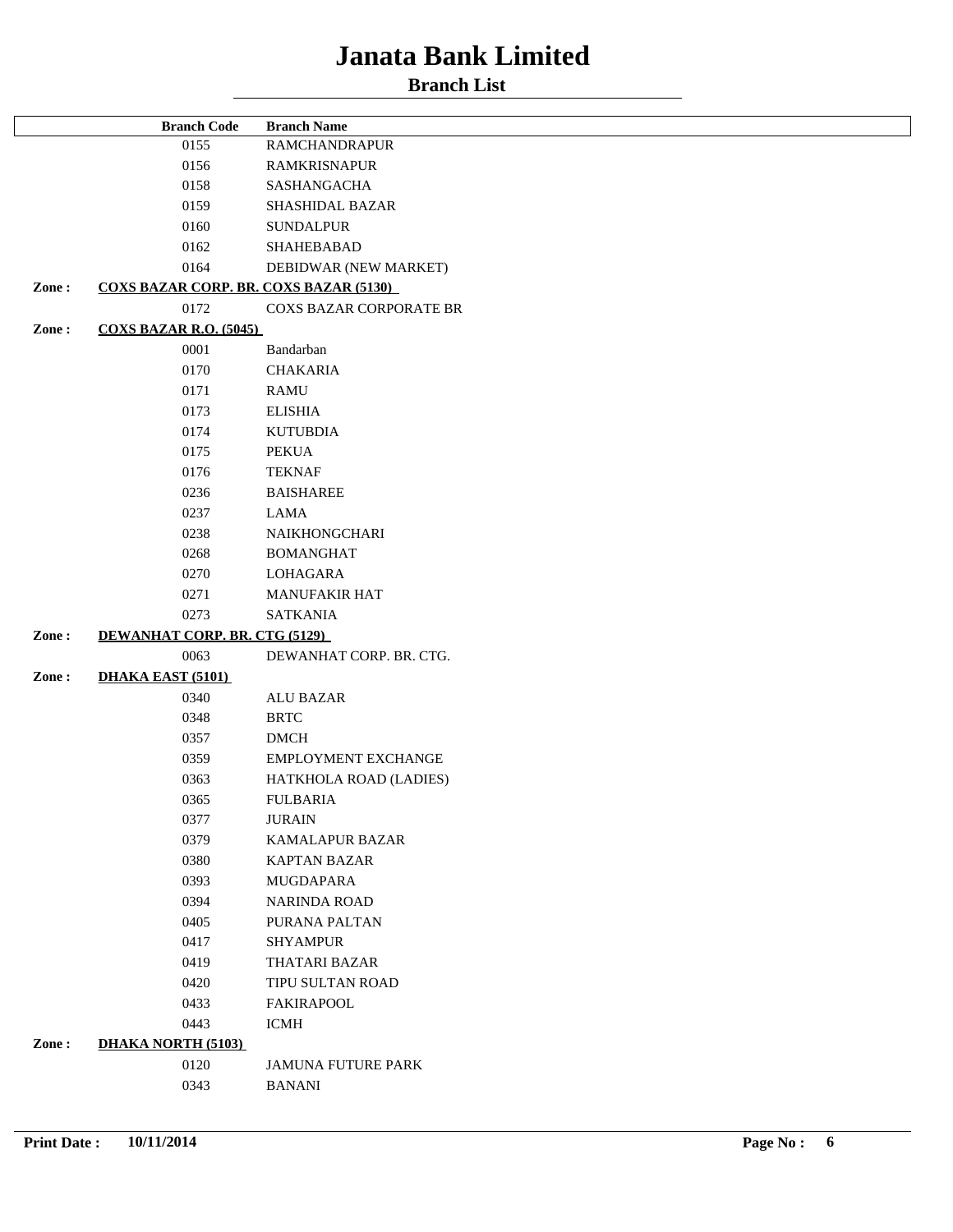# Janata Bank Limited

## Branch List

| | Branch Code | Branch Name |
|---|---|---|
| | 0155 | RAMCHANDRAPUR |
| | 0156 | RAMKRISNAPUR |
| | 0158 | SASHANGACHA |
| | 0159 | SHASHIDAL BAZAR |
| | 0160 | SUNDALPUR |
| | 0162 | SHAHEBABAD |
| | 0164 | DEBIDWAR (NEW MARKET) |
| **Zone :** | **COXS BAZAR CORP. BR. COXS BAZAR (5130)** | |
| | 0172 | COXS BAZAR CORPORATE BR |
| **Zone :** | **COXS BAZAR R.O. (5045)** | |
| | 0001 | Bandarban |
| | 0170 | CHAKARIA |
| | 0171 | RAMU |
| | 0173 | ELISHIA |
| | 0174 | KUTUBDIA |
| | 0175 | PEKUA |
| | 0176 | TEKNAF |
| | 0236 | BAISHAREE |
| | 0237 | LAMA |
| | 0238 | NAIKHONGCHARI |
| | 0268 | BOMANGHAT |
| | 0270 | LOHAGARA |
| | 0271 | MANUFAKIR HAT |
| | 0273 | SATKANIA |
| **Zone :** | **DEWANHAT CORP. BR. CTG (5129)** | |
| | 0063 | DEWANHAT CORP. BR. CTG. |
| **Zone :** | **DHAKA EAST (5101)** | |
| | 0340 | ALU BAZAR |
| | 0348 | BRTC |
| | 0357 | DMCH |
| | 0359 | EMPLOYMENT EXCHANGE |
| | 0363 | HATKHOLA ROAD (LADIES) |
| | 0365 | FULBARIA |
| | 0377 | JURAIN |
| | 0379 | KAMALAPUR BAZAR |
| | 0380 | KAPTAN BAZAR |
| | 0393 | MUGDAPARA |
| | 0394 | NARINDA ROAD |
| | 0405 | PURANA PALTAN |
| | 0417 | SHYAMPUR |
| | 0419 | THATARI BAZAR |
| | 0420 | TIPU SULTAN ROAD |
| | 0433 | FAKIRAPOOL |
| | 0443 | ICMH |
| **Zone :** | **DHAKA NORTH (5103)** | |
| | 0120 | JAMUNA FUTURE PARK |
| | 0343 | BANANI |

**Print Date :** 10/11/2014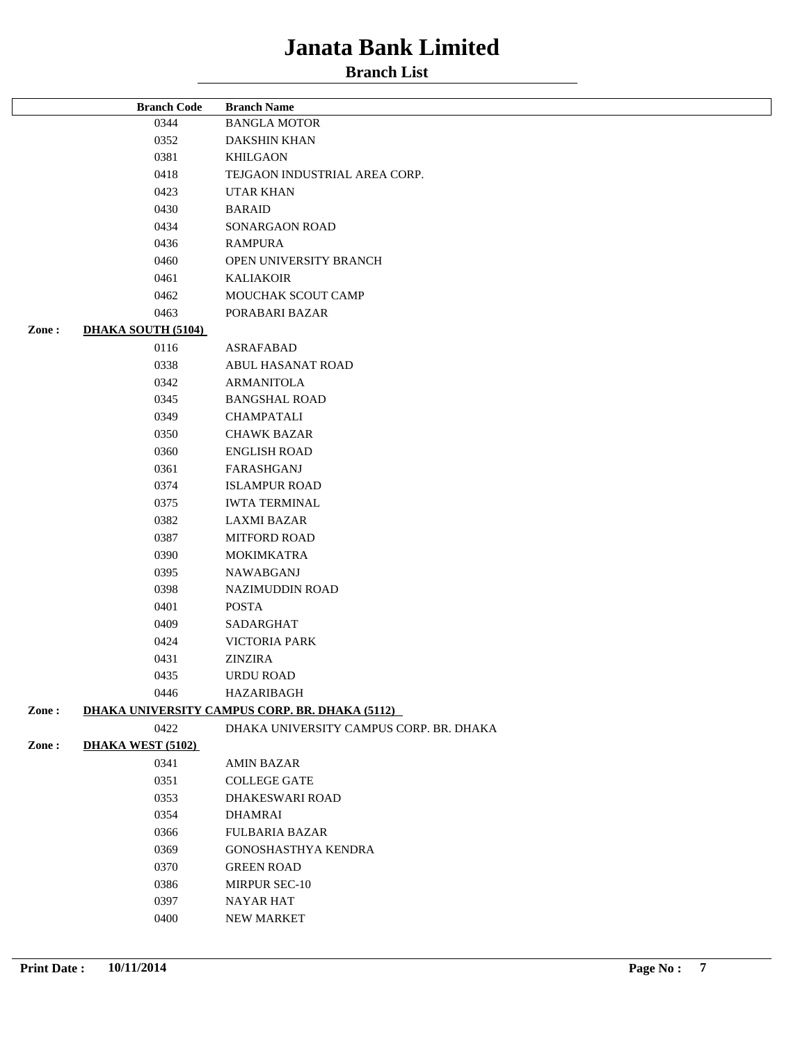# Janata Bank Limited

## Branch List

| | Branch Code | Branch Name |
|---|---|---|
| | 0344 | BANGLA MOTOR |
| | 0352 | DAKSHIN KHAN |
| | 0381 | KHILGAON |
| | 0418 | TEJGAON INDUSTRIAL AREA CORP. |
| | 0423 | UTAR KHAN |
| | 0430 | BARAID |
| | 0434 | SONARGAON ROAD |
| | 0436 | RAMPURA |
| | 0460 | OPEN UNIVERSITY BRANCH |
| | 0461 | KALIAKOIR |
| | 0462 | MOUCHAK SCOUT CAMP |
| | 0463 | PORABARI BAZAR |
| Zone : | **DHAKA SOUTH (5104)** | |
| | 0116 | ASRAFABAD |
| | 0338 | ABUL HASANAT ROAD |
| | 0342 | ARMANITOLA |
| | 0345 | BANGSHAL ROAD |
| | 0349 | CHAMPATALI |
| | 0350 | CHAWK BAZAR |
| | 0360 | ENGLISH ROAD |
| | 0361 | FARASHGANJ |
| | 0374 | ISLAMPUR ROAD |
| | 0375 | IWTA TERMINAL |
| | 0382 | LAXMI BAZAR |
| | 0387 | MITFORD ROAD |
| | 0390 | MOKIMKATRA |
| | 0395 | NAWABGANJ |
| | 0398 | NAZIMUDDIN ROAD |
| | 0401 | POSTA |
| | 0409 | SADARGHAT |
| | 0424 | VICTORIA PARK |
| | 0431 | ZINZIRA |
| | 0435 | URDU ROAD |
| | 0446 | HAZARIBAGH |
| Zone : | **DHAKA UNIVERSITY CAMPUS CORP. BR. DHAKA (5112)** | |
| | 0422 | DHAKA UNIVERSITY CAMPUS CORP. BR. DHAKA |
| Zone : | **DHAKA WEST (5102)** | |
| | 0341 | AMIN BAZAR |
| | 0351 | COLLEGE GATE |
| | 0353 | DHAKESWARI ROAD |
| | 0354 | DHAMRAI |
| | 0366 | FULBARIA BAZAR |
| | 0369 | GONOSHASTHYA KENDRA |
| | 0370 | GREEN ROAD |
| | 0386 | MIRPUR SEC-10 |
| | 0397 | NAYAR HAT |
| | 0400 | NEW MARKET |

**Print Date :** 10/11/2014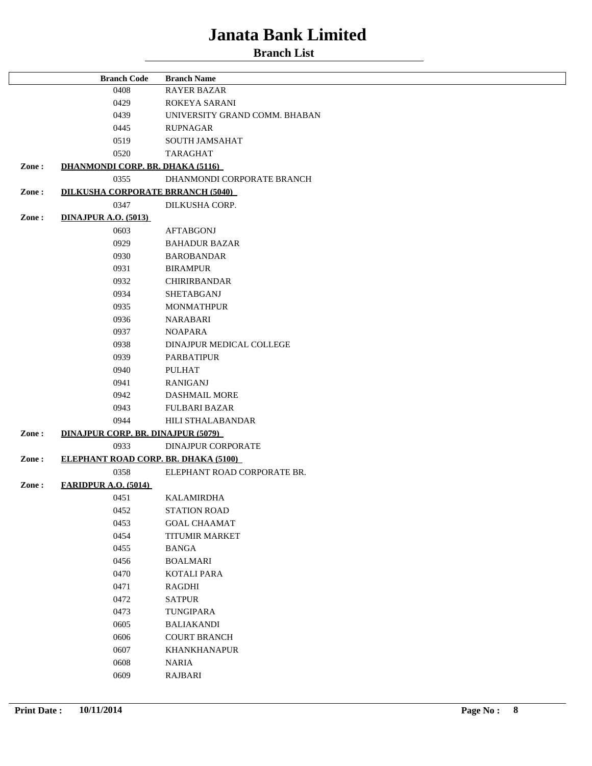# Janata Bank Limited

## Branch List

| | Branch Code | Branch Name |
|---|---|---|
| | 0408 | RAYER BAZAR |
| | 0429 | ROKEYA SARANI |
| | 0439 | UNIVERSITY GRAND COMM. BHABAN |
| | 0445 | RUPNAGAR |
| | 0519 | SOUTH JAMSAHAT |
| | 0520 | TARAGHAT |
| **Zone :** | **DHANMONDI CORP. BR. DHAKA (5116)** | |
| | 0355 | DHANMONDI CORPORATE BRANCH |
| **Zone :** | **DILKUSHA CORPORATE BRRANCH (5040)** | |
| | 0347 | DILKUSHA CORP. |
| **Zone :** | **DINAJPUR A.O. (5013)** | |
| | 0603 | AFTABGONJ |
| | 0929 | BAHADUR BAZAR |
| | 0930 | BAROBANDAR |
| | 0931 | BIRAMPUR |
| | 0932 | CHIRIRBANDAR |
| | 0934 | SHETABGANJ |
| | 0935 | MONMATHPUR |
| | 0936 | NARABARI |
| | 0937 | NOAPARA |
| | 0938 | DINAJPUR MEDICAL COLLEGE |
| | 0939 | PARBATIPUR |
| | 0940 | PULHAT |
| | 0941 | RANIGANJ |
| | 0942 | DASHMAIL MORE |
| | 0943 | FULBARI BAZAR |
| | 0944 | HILI STHALABANDAR |
| **Zone :** | **DINAJPUR CORP. BR. DINAJPUR (5079)** | |
| | 0933 | DINAJPUR CORPORATE |
| **Zone :** | **ELEPHANT ROAD CORP. BR. DHAKA (5100)** | |
| | 0358 | ELEPHANT ROAD CORPORATE BR. |
| **Zone :** | **FARIDPUR A.O. (5014)** | |
| | 0451 | KALAMIRDHA |
| | 0452 | STATION ROAD |
| | 0453 | GOAL CHAAMAT |
| | 0454 | TITUMIR MARKET |
| | 0455 | BANGA |
| | 0456 | BOALMARI |
| | 0470 | KOTALI PARA |
| | 0471 | RAGDHI |
| | 0472 | SATPUR |
| | 0473 | TUNGIPARA |
| | 0605 | BALIAKANDI |
| | 0606 | COURT BRANCH |
| | 0607 | KHANKHANAPUR |
| | 0608 | NARIA |
| | 0609 | RAJBARI |

**Print Date :** 10/11/2014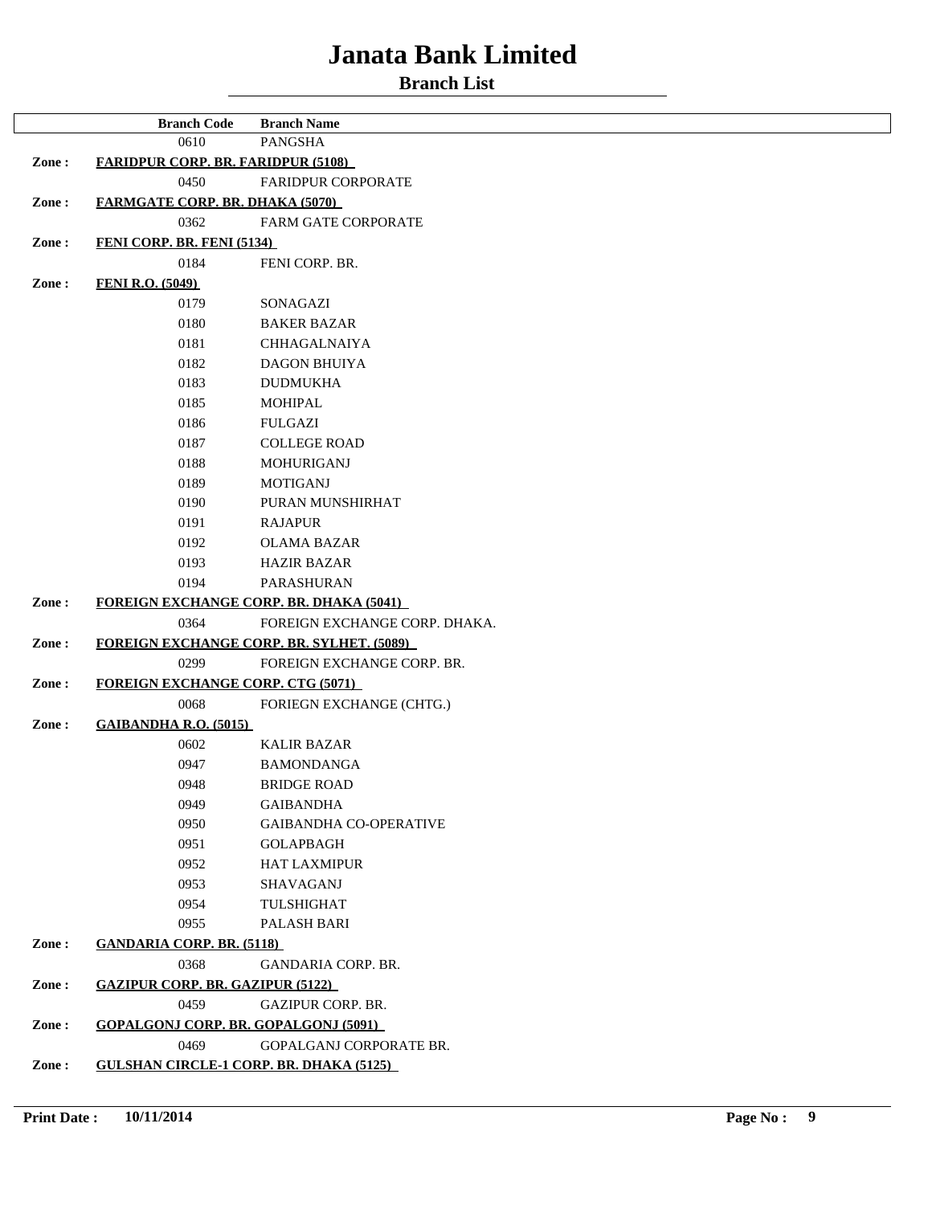# Janata Bank Limited

## Branch List

| | Branch Code | Branch Name |
|---|---|---|
| | 0610 | PANGSHA |
| **Zone :** | **FARIDPUR CORP. BR. FARIDPUR (5108)** | |
| | 0450 | FARIDPUR CORPORATE |
| **Zone :** | **FARMGATE CORP. BR. DHAKA (5070)** | |
| | 0362 | FARM GATE CORPORATE |
| **Zone :** | **FENI CORP. BR. FENI (5134)** | |
| | 0184 | FENI CORP. BR. |
| **Zone :** | **FENI R.O. (5049)** | |
| | 0179 | SONAGAZI |
| | 0180 | BAKER BAZAR |
| | 0181 | CHHAGALNAIYA |
| | 0182 | DAGON BHUIYA |
| | 0183 | DUDMUKHA |
| | 0185 | MOHIPAL |
| | 0186 | FULGAZI |
| | 0187 | COLLEGE ROAD |
| | 0188 | MOHURIGANJ |
| | 0189 | MOTIGANJ |
| | 0190 | PURAN MUNSHIRHAT |
| | 0191 | RAJAPUR |
| | 0192 | OLAMA BAZAR |
| | 0193 | HAZIR BAZAR |
| | 0194 | PARASHURAN |
| **Zone :** | **FOREIGN EXCHANGE CORP. BR. DHAKA (5041)** | |
| | 0364 | FOREIGN EXCHANGE CORP. DHAKA. |
| **Zone :** | **FOREIGN EXCHANGE CORP. BR. SYLHET. (5089)** | |
| | 0299 | FOREIGN EXCHANGE CORP. BR. |
| **Zone :** | **FOREIGN EXCHANGE CORP. CTG (5071)** | |
| | 0068 | FORIEGN EXCHANGE (CHTG.) |
| **Zone :** | **GAIBANDHA R.O. (5015)** | |
| | 0602 | KALIR BAZAR |
| | 0947 | BAMONDANGA |
| | 0948 | BRIDGE ROAD |
| | 0949 | GAIBANDHA |
| | 0950 | GAIBANDHA CO-OPERATIVE |
| | 0951 | GOLAPBAGH |
| | 0952 | HAT LAXMIPUR |
| | 0953 | SHAVAGANJ |
| | 0954 | TULSHIGHAT |
| | 0955 | PALASH BARI |
| **Zone :** | **GANDARIA CORP. BR. (5118)** | |
| | 0368 | GANDARIA CORP. BR. |
| **Zone :** | **GAZIPUR CORP. BR. GAZIPUR (5122)** | |
| | 0459 | GAZIPUR CORP. BR. |
| **Zone :** | **GOPALGONJ CORP. BR. GOPALGONJ (5091)** | |
| | 0469 | GOPALGANJ CORPORATE BR. |
| **Zone :** | **GULSHAN CIRCLE-1 CORP. BR. DHAKA (5125)** | |

**Print Date :** 10/11/2014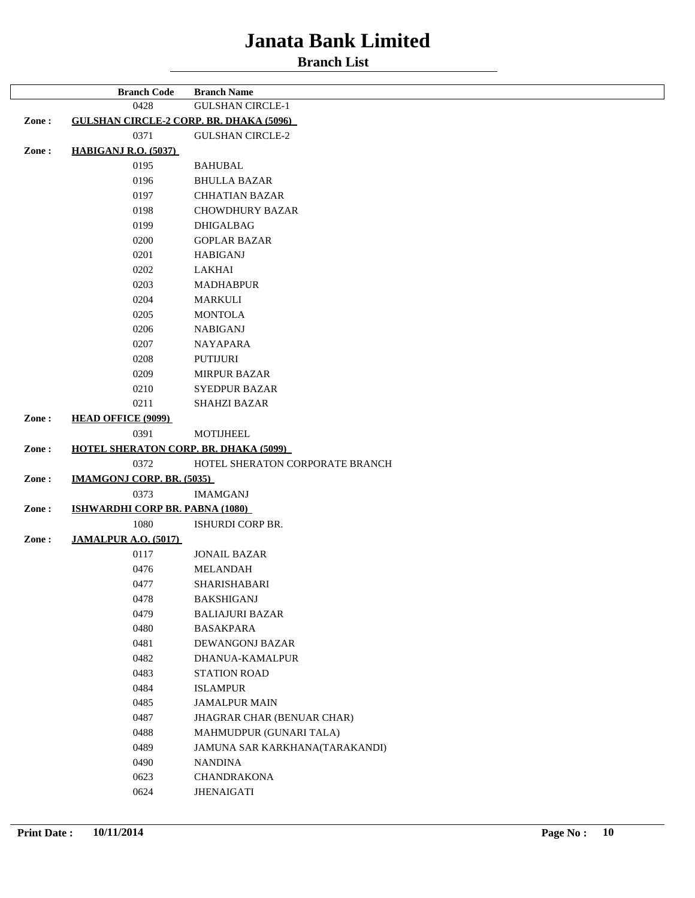# Janata Bank Limited

## Branch List

| | Branch Code | Branch Name |
|---|---|---|
| | 0428 | GULSHAN CIRCLE-1 |
| **Zone :** | **GULSHAN CIRCLE-2 CORP. BR. DHAKA (5096)** | |
| | 0371 | GULSHAN CIRCLE-2 |
| **Zone :** | **HABIGANJ R.O. (5037)** | |
| | 0195 | BAHUBAL |
| | 0196 | BHULLA BAZAR |
| | 0197 | CHHATIAN BAZAR |
| | 0198 | CHOWDHURY BAZAR |
| | 0199 | DHIGALBAG |
| | 0200 | GOPLAR BAZAR |
| | 0201 | HABIGANJ |
| | 0202 | LAKHAI |
| | 0203 | MADHABPUR |
| | 0204 | MARKULI |
| | 0205 | MONTOLA |
| | 0206 | NABIGANJ |
| | 0207 | NAYAPARA |
| | 0208 | PUTIJURI |
| | 0209 | MIRPUR BAZAR |
| | 0210 | SYEDPUR BAZAR |
| | 0211 | SHAHZI BAZAR |
| **Zone :** | **HEAD OFFICE (9099)** | |
| | 0391 | MOTIJHEEL |
| **Zone :** | **HOTEL SHERATON CORP. BR. DHAKA (5099)** | |
| | 0372 | HOTEL SHERATON CORPORATE BRANCH |
| **Zone :** | **IMAMGONJ CORP. BR. (5035)** | |
| | 0373 | IMAMGANJ |
| **Zone :** | **ISHWARDHI CORP BR. PABNA (1080)** | |
| | 1080 | ISHURDI CORP BR. |
| **Zone :** | **JAMALPUR A.O. (5017)** | |
| | 0117 | JONAIL BAZAR |
| | 0476 | MELANDAH |
| | 0477 | SHARISHABARI |
| | 0478 | BAKSHIGANJ |
| | 0479 | BALIAJURI BAZAR |
| | 0480 | BASAKPARA |
| | 0481 | DEWANGONJ BAZAR |
| | 0482 | DHANUA-KAMALPUR |
| | 0483 | STATION ROAD |
| | 0484 | ISLAMPUR |
| | 0485 | JAMALPUR MAIN |
| | 0487 | JHAGRAR CHAR (BENUAR CHAR) |
| | 0488 | MAHMUDPUR (GUNARI TALA) |
| | 0489 | JAMUNA SAR KARKHANA(TARAKANDI) |
| | 0490 | NANDINA |
| | 0623 | CHANDRAKONA |
| | 0624 | JHENAIGATI |

**Print Date :** **10/11/2014**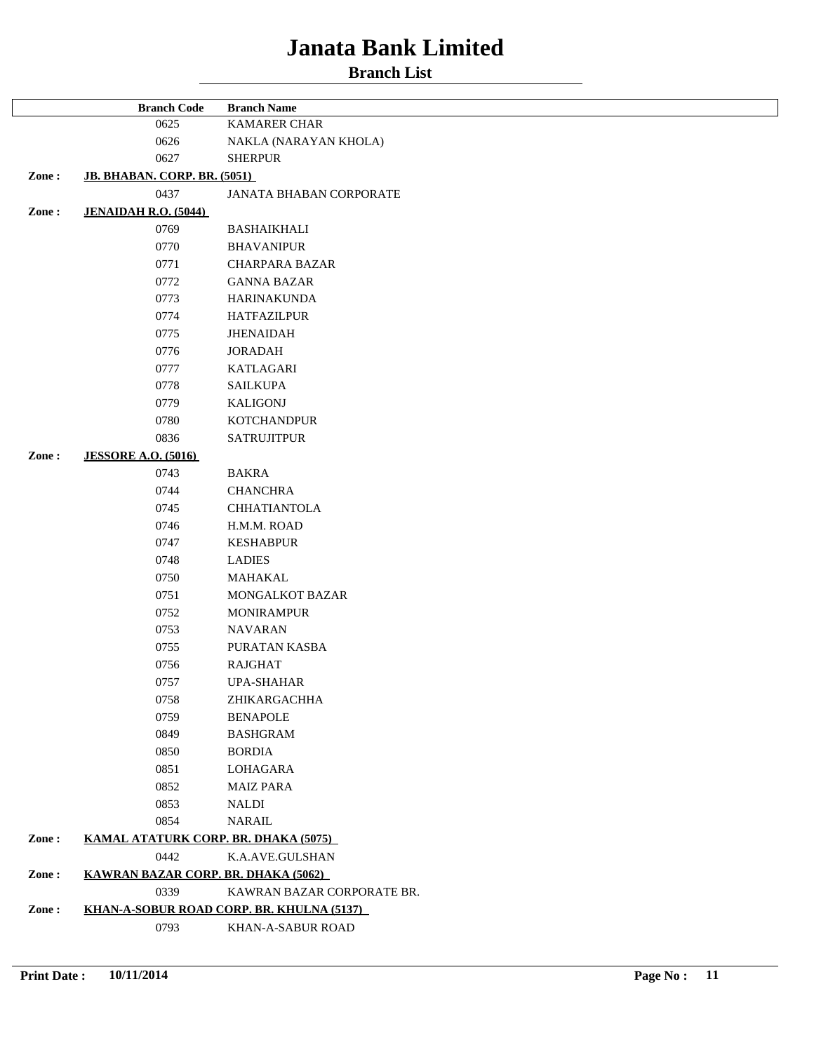# Janata Bank Limited

## Branch List

| | Branch Code | Branch Name |
|---|---|---|
| | 0625 | KAMARER CHAR |
| | 0626 | NAKLA (NARAYAN KHOLA) |
| | 0627 | SHERPUR |
| **Zone :** | **JB. BHABAN. CORP. BR. (5051)** | |
| | 0437 | JANATA BHABAN CORPORATE |
| **Zone :** | **JENAIDAH R.O. (5044)** | |
| | 0769 | BASHAIKHALI |
| | 0770 | BHAVANIPUR |
| | 0771 | CHARPARA BAZAR |
| | 0772 | GANNA BAZAR |
| | 0773 | HARINAKUNDA |
| | 0774 | HATFAZILPUR |
| | 0775 | JHENAIDAH |
| | 0776 | JORADAH |
| | 0777 | KATLAGARI |
| | 0778 | SAILKUPA |
| | 0779 | KALIGONJ |
| | 0780 | KOTCHANDPUR |
| | 0836 | SATRUJITPUR |
| **Zone :** | **JESSORE A.O. (5016)** | |
| | 0743 | BAKRA |
| | 0744 | CHANCHRA |
| | 0745 | CHHATIANTOLA |
| | 0746 | H.M.M. ROAD |
| | 0747 | KESHABPUR |
| | 0748 | LADIES |
| | 0750 | MAHAKAL |
| | 0751 | MONGALKOT BAZAR |
| | 0752 | MONIRAMPUR |
| | 0753 | NAVARAN |
| | 0755 | PURATAN KASBA |
| | 0756 | RAJGHAT |
| | 0757 | UPA-SHAHAR |
| | 0758 | ZHIKARGACHHA |
| | 0759 | BENAPOLE |
| | 0849 | BASHGRAM |
| | 0850 | BORDIA |
| | 0851 | LOHAGARA |
| | 0852 | MAIZ PARA |
| | 0853 | NALDI |
| | 0854 | NARAIL |
| **Zone :** | **KAMAL ATATURK CORP. BR. DHAKA (5075)** | |
| | 0442 | K.A.AVE.GULSHAN |
| **Zone :** | **KAWRAN BAZAR CORP. BR. DHAKA (5062)** | |
| | 0339 | KAWRAN BAZAR CORPORATE BR. |
| **Zone :** | **KHAN-A-SOBUR ROAD CORP. BR. KHULNA (5137)** | |
| | 0793 | KHAN-A-SABUR ROAD |

**Print Date :** **10/11/2014**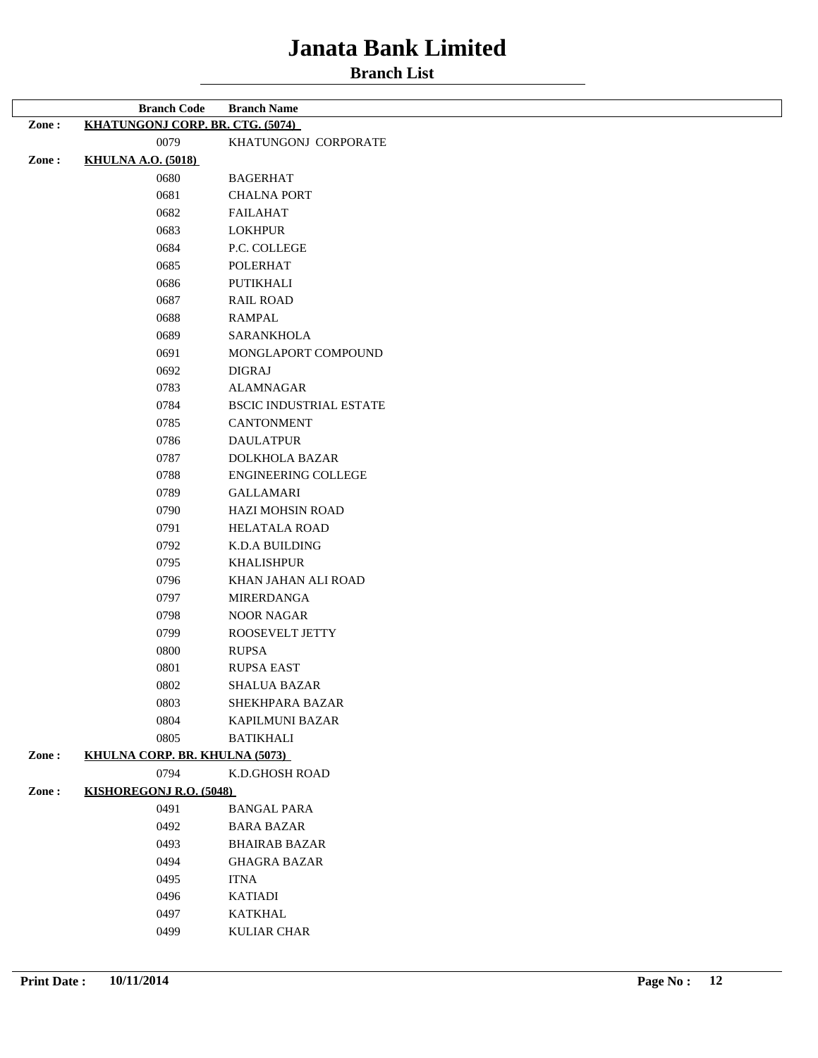# Janata Bank Limited

## Branch List

| | Branch Code | Branch Name |
|---|---|---|
| **Zone :** | **KHATUNGONJ CORP. BR. CTG. (5074)** | |
| | 0079 | KHATUNGONJ CORPORATE |
| **Zone :** | **KHULNA A.O. (5018)** | |
| | 0680 | BAGERHAT |
| | 0681 | CHALNA PORT |
| | 0682 | FAILAHAT |
| | 0683 | LOKHPUR |
| | 0684 | P.C. COLLEGE |
| | 0685 | POLERHAT |
| | 0686 | PUTIKHALI |
| | 0687 | RAIL ROAD |
| | 0688 | RAMPAL |
| | 0689 | SARANKHOLA |
| | 0691 | MONGLAPORT COMPOUND |
| | 0692 | DIGRAJ |
| | 0783 | ALAMNAGAR |
| | 0784 | BSCIC INDUSTRIAL ESTATE |
| | 0785 | CANTONMENT |
| | 0786 | DAULATPUR |
| | 0787 | DOLKHOLA BAZAR |
| | 0788 | ENGINEERING COLLEGE |
| | 0789 | GALLAMARI |
| | 0790 | HAZI MOHSIN ROAD |
| | 0791 | HELATALA ROAD |
| | 0792 | K.D.A BUILDING |
| | 0795 | KHALISHPUR |
| | 0796 | KHAN JAHAN ALI ROAD |
| | 0797 | MIRERDANGA |
| | 0798 | NOOR NAGAR |
| | 0799 | ROOSEVELT JETTY |
| | 0800 | RUPSA |
| | 0801 | RUPSA EAST |
| | 0802 | SHALUA BAZAR |
| | 0803 | SHEKHPARA BAZAR |
| | 0804 | KAPILMUNI BAZAR |
| | 0805 | BATIKHALI |
| **Zone :** | **KHULNA CORP. BR. KHULNA (5073)** | |
| | 0794 | K.D.GHOSH ROAD |
| **Zone :** | **KISHOREGONJ R.O. (5048)** | |
| | 0491 | BANGAL PARA |
| | 0492 | BARA BAZAR |
| | 0493 | BHAIRAB BAZAR |
| | 0494 | GHAGRA BAZAR |
| | 0495 | ITNA |
| | 0496 | KATIADI |
| | 0497 | KATKHAL |
| | 0499 | KULIAR CHAR |

**Print Date :** 10/11/2014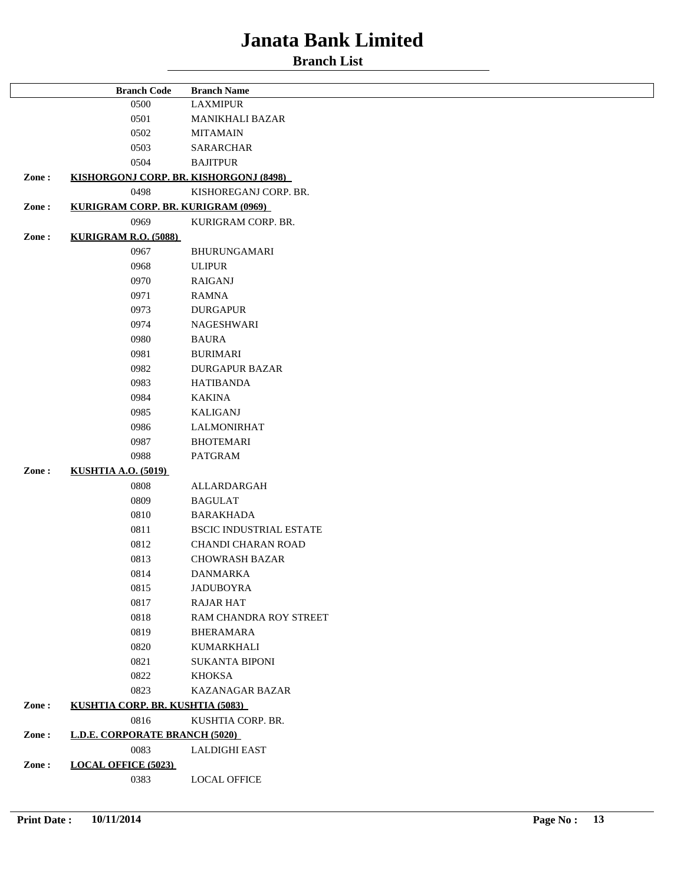# Janata Bank Limited

## Branch List

| | Branch Code | Branch Name |
|---|---|---|
| | 0500 | LAXMIPUR |
| | 0501 | MANIKHALI BAZAR |
| | 0502 | MITAMAIN |
| | 0503 | SARARCHAR |
| | 0504 | BAJITPUR |
| **Zone :** | **KISHORGONJ CORP. BR. KISHORGONJ (8498)** | |
| | 0498 | KISHOREGANJ CORP. BR. |
| **Zone :** | **KURIGRAM CORP. BR. KURIGRAM (0969)** | |
| | 0969 | KURIGRAM CORP. BR. |
| **Zone :** | **KURIGRAM R.O. (5088)** | |
| | 0967 | BHURUNGAMARI |
| | 0968 | ULIPUR |
| | 0970 | RAIGANJ |
| | 0971 | RAMNA |
| | 0973 | DURGAPUR |
| | 0974 | NAGESHWARI |
| | 0980 | BAURA |
| | 0981 | BURIMARI |
| | 0982 | DURGAPUR BAZAR |
| | 0983 | HATIBANDA |
| | 0984 | KAKINA |
| | 0985 | KALIGANJ |
| | 0986 | LALMONIRHAT |
| | 0987 | BHOTEMARI |
| | 0988 | PATGRAM |
| **Zone :** | **KUSHTIA A.O. (5019)** | |
| | 0808 | ALLARDARGAH |
| | 0809 | BAGULAT |
| | 0810 | BARAKHADA |
| | 0811 | BSCIC INDUSTRIAL ESTATE |
| | 0812 | CHANDI CHARAN ROAD |
| | 0813 | CHOWRASH BAZAR |
| | 0814 | DANMARKA |
| | 0815 | JADUBOYRA |
| | 0817 | RAJAR HAT |
| | 0818 | RAM CHANDRA ROY STREET |
| | 0819 | BHERAMARA |
| | 0820 | KUMARKHALI |
| | 0821 | SUKANTA BIPONI |
| | 0822 | KHOKSA |
| | 0823 | KAZANAGAR BAZAR |
| **Zone :** | **KUSHTIA CORP. BR. KUSHTIA (5083)** | |
| | 0816 | KUSHTIA CORP. BR. |
| **Zone :** | **L.D.E. CORPORATE BRANCH (5020)** | |
| | 0083 | LALDIGHI EAST |
| **Zone :** | **LOCAL OFFICE (5023)** | |
| | 0383 | LOCAL OFFICE |

**Print Date :** **10/11/2014**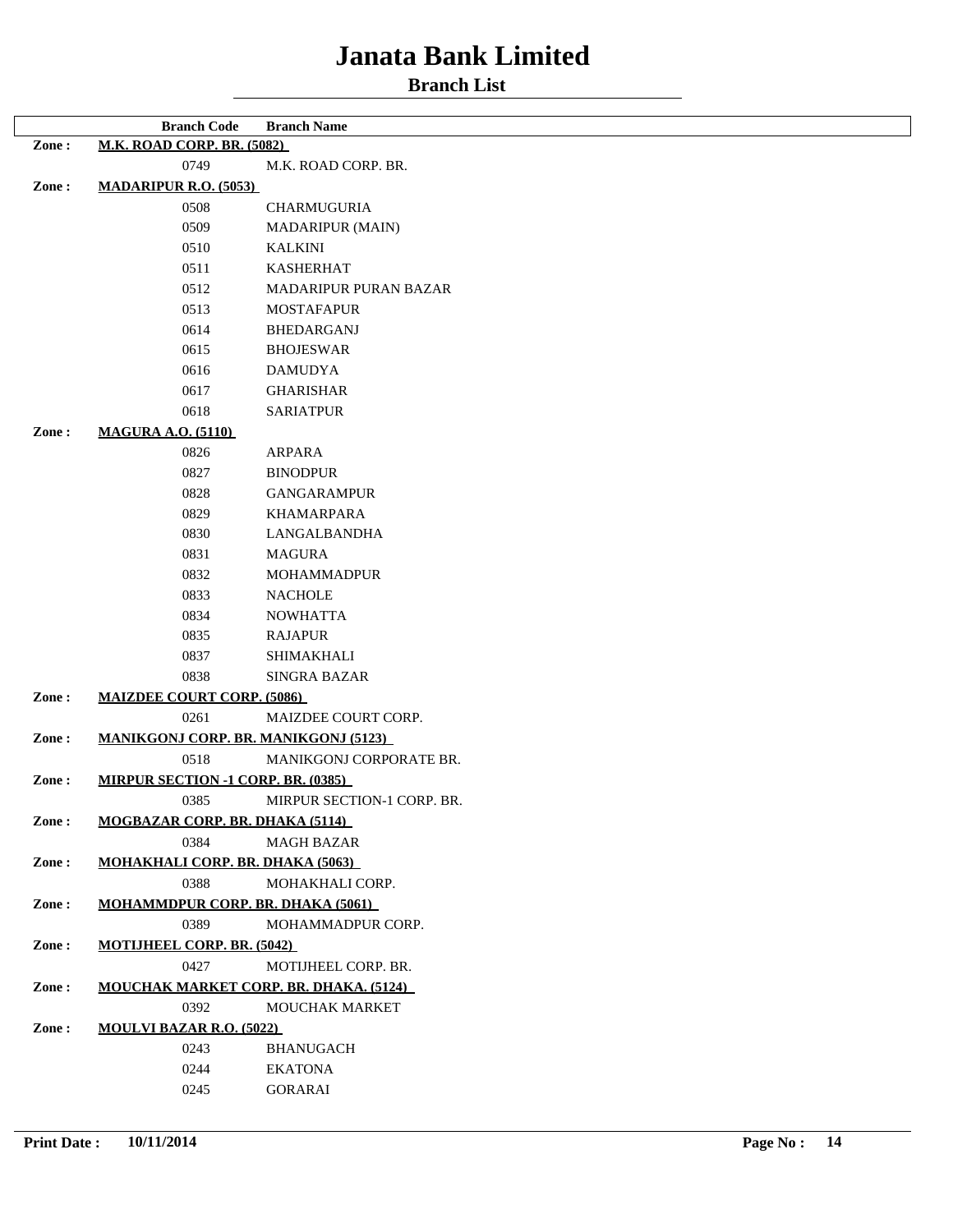# Janata Bank Limited

## Branch List

| | Branch Code | Branch Name |
|---|---|---|
| **Zone :** | **M.K. ROAD CORP. BR. (5082)** | |
| | 0749 | M.K. ROAD CORP. BR. |
| **Zone :** | **MADARIPUR R.O. (5053)** | |
| | 0508 | CHARMUGURIA |
| | 0509 | MADARIPUR (MAIN) |
| | 0510 | KALKINI |
| | 0511 | KASHERHAT |
| | 0512 | MADARIPUR PURAN BAZAR |
| | 0513 | MOSTAFAPUR |
| | 0614 | BHEDARGANJ |
| | 0615 | BHOJESWAR |
| | 0616 | DAMUDYA |
| | 0617 | GHARISHAR |
| | 0618 | SARIATPUR |
| **Zone :** | **MAGURA A.O. (5110)** | |
| | 0826 | ARPARA |
| | 0827 | BINODPUR |
| | 0828 | GANGARAMPUR |
| | 0829 | KHAMARPARA |
| | 0830 | LANGALBANDHA |
| | 0831 | MAGURA |
| | 0832 | MOHAMMADPUR |
| | 0833 | NACHOLE |
| | 0834 | NOWHATTA |
| | 0835 | RAJAPUR |
| | 0837 | SHIMAKHALI |
| | 0838 | SINGRA BAZAR |
| **Zone :** | **MAIZDEE COURT CORP. (5086)** | |
| | 0261 | MAIZDEE COURT CORP. |
| **Zone :** | **MANIKGONJ CORP. BR. MANIKGONJ (5123)** | |
| | 0518 | MANIKGONJ CORPORATE BR. |
| **Zone :** | **MIRPUR SECTION -1 CORP. BR. (0385)** | |
| | 0385 | MIRPUR SECTION-1 CORP. BR. |
| **Zone :** | **MOGBAZAR CORP. BR. DHAKA (5114)** | |
| | 0384 | MAGH BAZAR |
| **Zone :** | **MOHAKHALI CORP. BR. DHAKA (5063)** | |
| | 0388 | MOHAKHALI CORP. |
| **Zone :** | **MOHAMMDPUR CORP. BR. DHAKA (5061)** | |
| | 0389 | MOHAMMADPUR CORP. |
| **Zone :** | **MOTIJHEEL CORP. BR. (5042)** | |
| | 0427 | MOTIJHEEL CORP. BR. |
| **Zone :** | **MOUCHAK MARKET CORP. BR. DHAKA. (5124)** | |
| | 0392 | MOUCHAK MARKET |
| **Zone :** | **MOULVI BAZAR R.O. (5022)** | |
| | 0243 | BHANUGACH |
| | 0244 | EKATONA |
| | 0245 | GORARAI |

**Print Date :** **10/11/2014**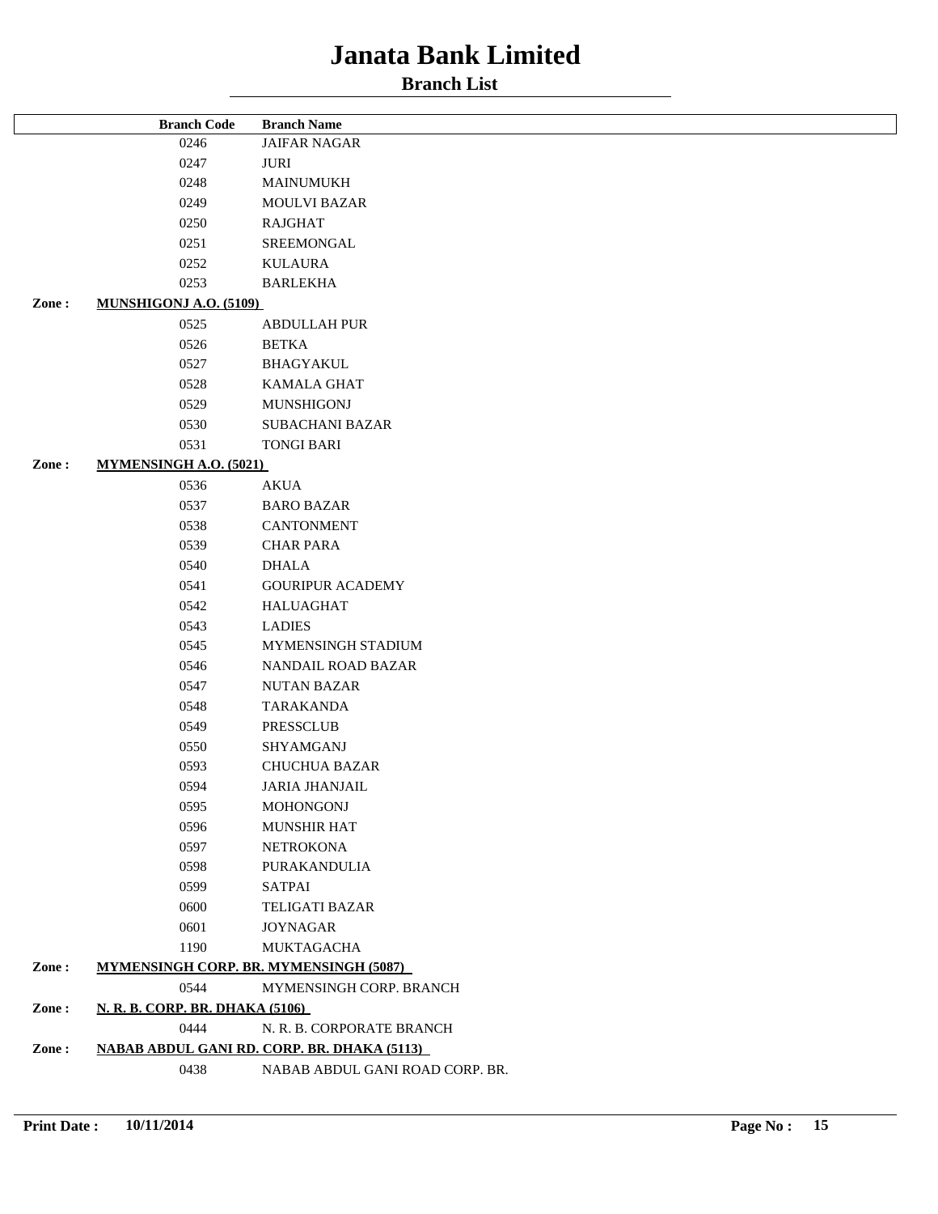# Janata Bank Limited

## Branch List

| | Branch Code | Branch Name |
|---|---|---|
| | 0246 | JAIFAR NAGAR |
| | 0247 | JURI |
| | 0248 | MAINUMUKH |
| | 0249 | MOULVI BAZAR |
| | 0250 | RAJGHAT |
| | 0251 | SREEMONGAL |
| | 0252 | KULAURA |
| | 0253 | BARLEKHA |
| **Zone :** | **MUNSHIGONJ A.O. (5109)** | |
| | 0525 | ABDULLAH PUR |
| | 0526 | BETKA |
| | 0527 | BHAGYAKUL |
| | 0528 | KAMALA GHAT |
| | 0529 | MUNSHIGONJ |
| | 0530 | SUBACHANI BAZAR |
| | 0531 | TONGI BARI |
| **Zone :** | **MYMENSINGH A.O. (5021)** | |
| | 0536 | AKUA |
| | 0537 | BARO BAZAR |
| | 0538 | CANTONMENT |
| | 0539 | CHAR PARA |
| | 0540 | DHALA |
| | 0541 | GOURIPUR ACADEMY |
| | 0542 | HALUAGHAT |
| | 0543 | LADIES |
| | 0545 | MYMENSINGH STADIUM |
| | 0546 | NANDAIL ROAD BAZAR |
| | 0547 | NUTAN BAZAR |
| | 0548 | TARAKANDA |
| | 0549 | PRESSCLUB |
| | 0550 | SHYAMGANJ |
| | 0593 | CHUCHUA BAZAR |
| | 0594 | JARIA JHANJAIL |
| | 0595 | MOHONGONJ |
| | 0596 | MUNSHIR HAT |
| | 0597 | NETROKONA |
| | 0598 | PURAKANDULIA |
| | 0599 | SATPAI |
| | 0600 | TELIGATI BAZAR |
| | 0601 | JOYNAGAR |
| | 1190 | MUKTAGACHA |
| **Zone :** | **MYMENSINGH CORP. BR. MYMENSINGH (5087)** | |
| | 0544 | MYMENSINGH CORP. BRANCH |
| **Zone :** | **N. R. B. CORP. BR. DHAKA (5106)** | |
| | 0444 | N. R. B. CORPORATE BRANCH |
| **Zone :** | **NABAB ABDUL GANI RD. CORP. BR. DHAKA (5113)** | |
| | 0438 | NABAB ABDUL GANI ROAD CORP. BR. |

**Print Date :** 10/11/2014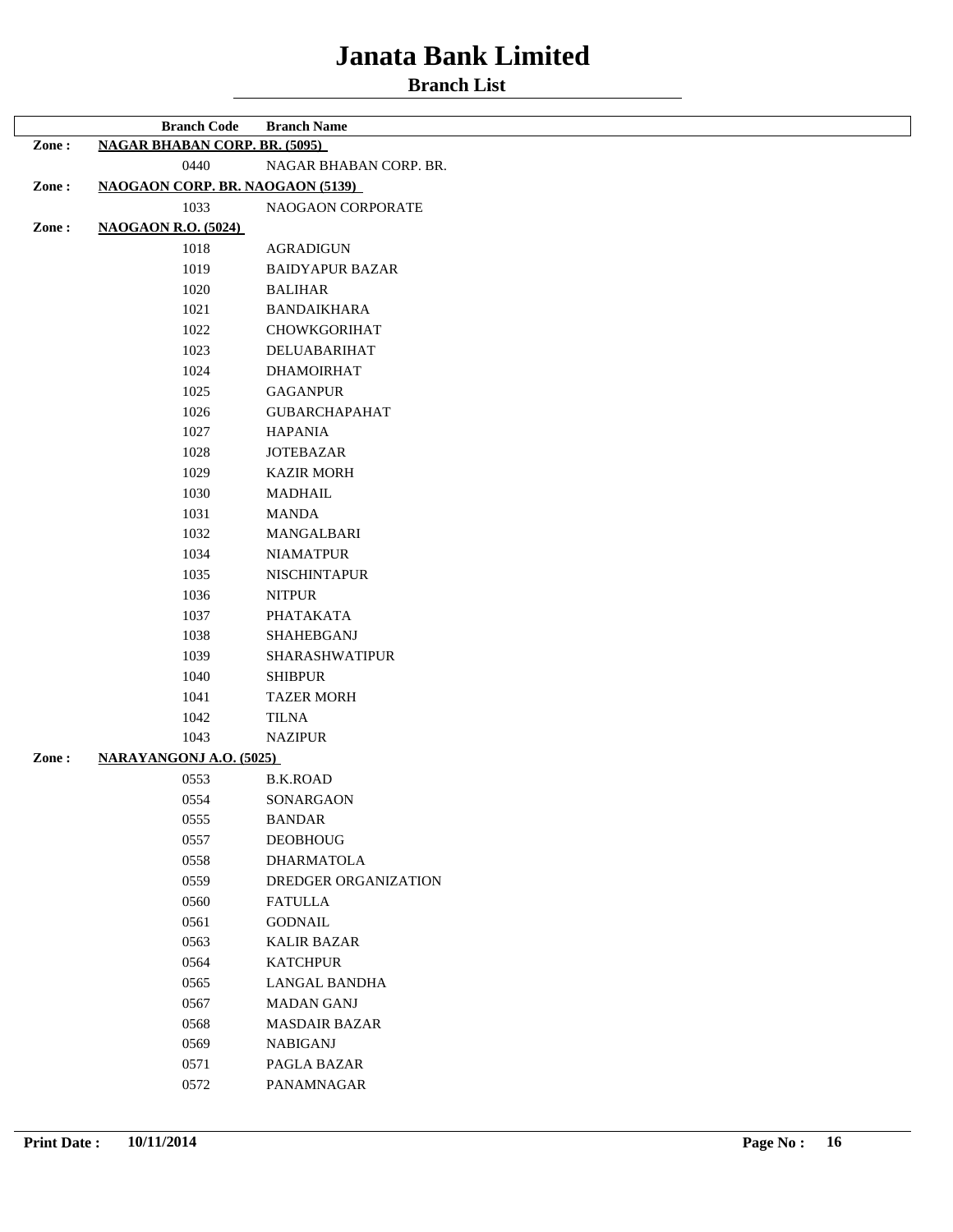# Janata Bank Limited

## Branch List

| | Branch Code | Branch Name |
|---|---|---|
| **Zone :** | **NAGAR BHABAN CORP. BR. (5095)** | |
| | 0440 | NAGAR BHABAN CORP. BR. |
| **Zone :** | **NAOGAON CORP. BR. NAOGAON (5139)** | |
| | 1033 | NAOGAON CORPORATE |
| **Zone :** | **NAOGAON R.O. (5024)** | |
| | 1018 | AGRADIGUN |
| | 1019 | BAIDYAPUR BAZAR |
| | 1020 | BALIHAR |
| | 1021 | BANDAIKHARA |
| | 1022 | CHOWKGORIHAT |
| | 1023 | DELUABARIHAT |
| | 1024 | DHAMOIRHAT |
| | 1025 | GAGANPUR |
| | 1026 | GUBARCHAPAHAT |
| | 1027 | HAPANIA |
| | 1028 | JOTEBAZAR |
| | 1029 | KAZIR MORH |
| | 1030 | MADHAIL |
| | 1031 | MANDA |
| | 1032 | MANGALBARI |
| | 1034 | NIAMATPUR |
| | 1035 | NISCHINTAPUR |
| | 1036 | NITPUR |
| | 1037 | PHATAKATA |
| | 1038 | SHAHEBGANJ |
| | 1039 | SHARASHWATIPUR |
| | 1040 | SHIBPUR |
| | 1041 | TAZER MORH |
| | 1042 | TILNA |
| | 1043 | NAZIPUR |
| **Zone :** | **NARAYANGONJ A.O. (5025)** | |
| | 0553 | B.K.ROAD |
| | 0554 | SONARGAON |
| | 0555 | BANDAR |
| | 0557 | DEOBHOUG |
| | 0558 | DHARMATOLA |
| | 0559 | DREDGER ORGANIZATION |
| | 0560 | FATULLA |
| | 0561 | GODNAIL |
| | 0563 | KALIR BAZAR |
| | 0564 | KATCHPUR |
| | 0565 | LANGAL BANDHA |
| | 0567 | MADAN GANJ |
| | 0568 | MASDAIR BAZAR |
| | 0569 | NABIGANJ |
| | 0571 | PAGLA BAZAR |
| | 0572 | PANAMNAGAR |

**Print Date :** **10/11/2014**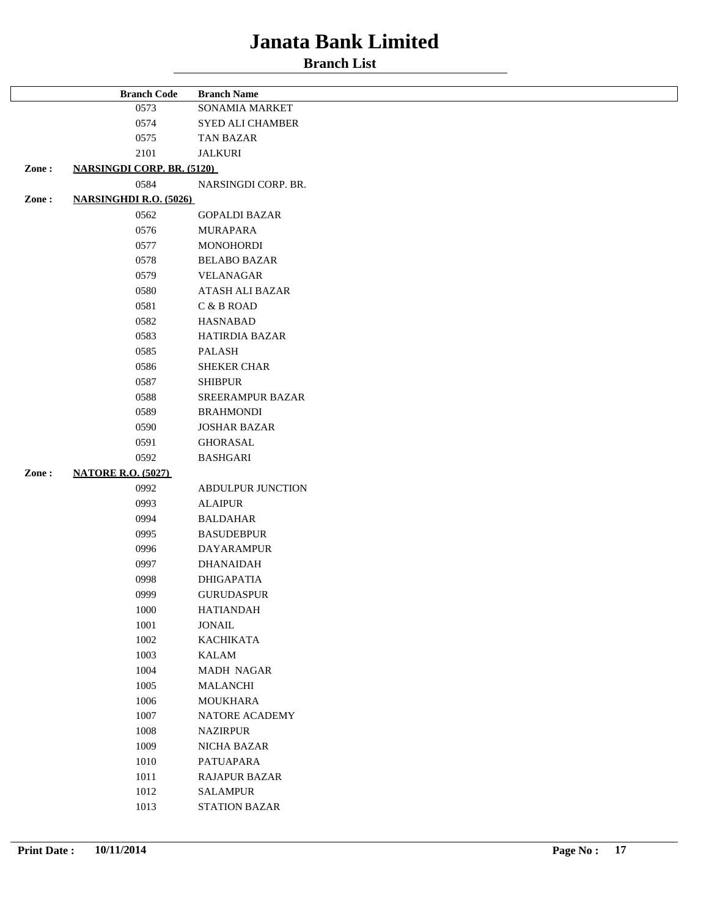# Janata Bank Limited

## Branch List

| | Branch Code | Branch Name |
|---|---|---|
| | 0573 | SONAMIA MARKET |
| | 0574 | SYED ALI CHAMBER |
| | 0575 | TAN BAZAR |
| | 2101 | JALKURI |
| **Zone :** | **NARSINGDI CORP. BR. (5120)** | |
| | 0584 | NARSINGDI CORP. BR. |
| **Zone :** | **NARSINGHDI R.O. (5026)** | |
| | 0562 | GOPALDI BAZAR |
| | 0576 | MURAPARA |
| | 0577 | MONOHORDI |
| | 0578 | BELABO BAZAR |
| | 0579 | VELANAGAR |
| | 0580 | ATASH ALI BAZAR |
| | 0581 | C & B ROAD |
| | 0582 | HASNABAD |
| | 0583 | HATIRDIA BAZAR |
| | 0585 | PALASH |
| | 0586 | SHEKER CHAR |
| | 0587 | SHIBPUR |
| | 0588 | SREERAMPUR BAZAR |
| | 0589 | BRAHMONDI |
| | 0590 | JOSHAR BAZAR |
| | 0591 | GHORASAL |
| | 0592 | BASHGARI |
| **Zone :** | **NATORE R.O. (5027)** | |
| | 0992 | ABDULPUR JUNCTION |
| | 0993 | ALAIPUR |
| | 0994 | BALDAHAR |
| | 0995 | BASUDEBPUR |
| | 0996 | DAYARAMPUR |
| | 0997 | DHANAIDAH |
| | 0998 | DHIGAPATIA |
| | 0999 | GURUDASPUR |
| | 1000 | HATIANDAH |
| | 1001 | JONAIL |
| | 1002 | KACHIKATA |
| | 1003 | KALAM |
| | 1004 | MADH NAGAR |
| | 1005 | MALANCHI |
| | 1006 | MOUKHARA |
| | 1007 | NATORE ACADEMY |
| | 1008 | NAZIRPUR |
| | 1009 | NICHA BAZAR |
| | 1010 | PATUAPARA |
| | 1011 | RAJAPUR BAZAR |
| | 1012 | SALAMPUR |
| | 1013 | STATION BAZAR |

**Print Date :** **10/11/2014**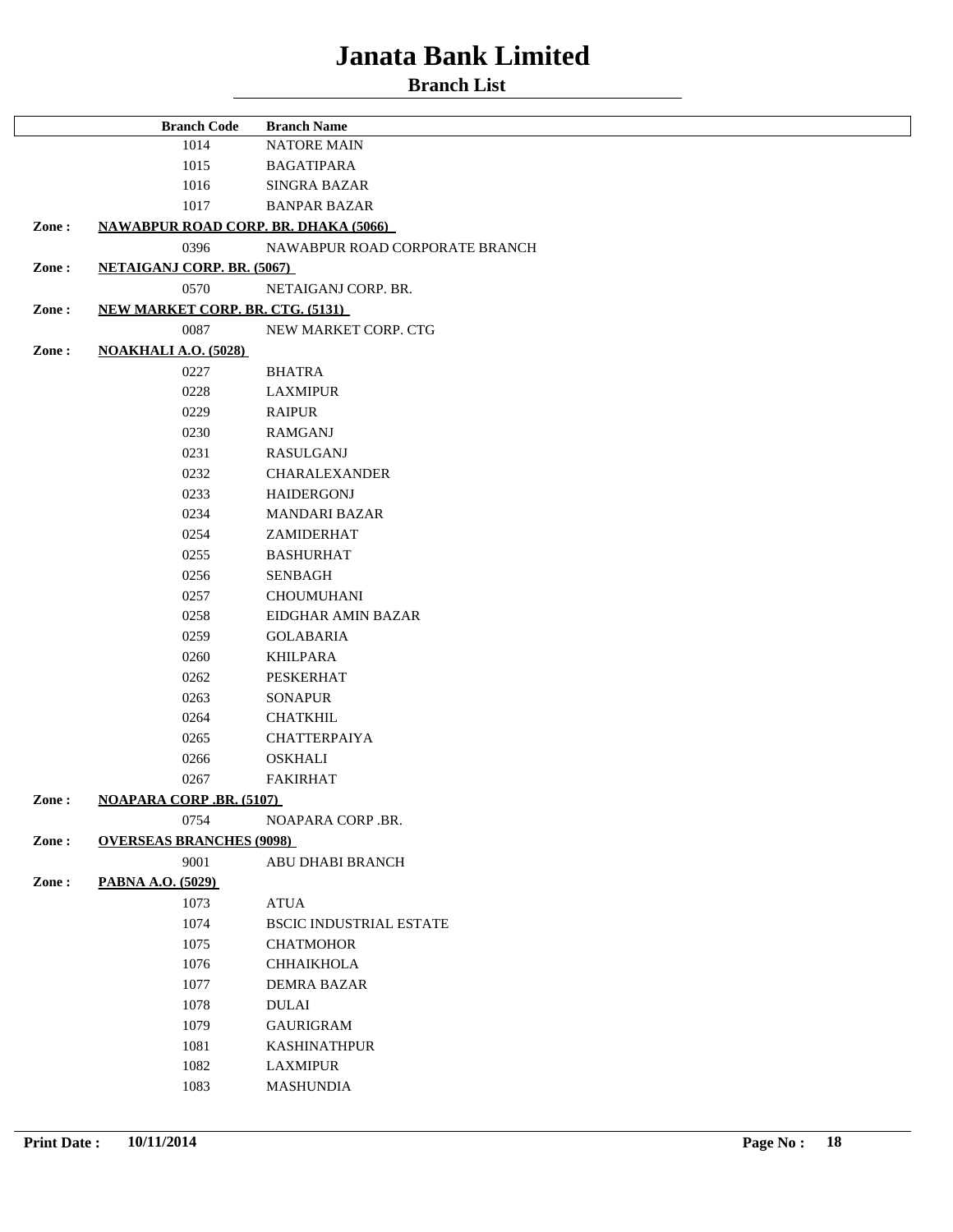# Janata Bank Limited

## Branch List

| | Branch Code | Branch Name |
|---|---|---|
| | 1014 | NATORE MAIN |
| | 1015 | BAGATIPARA |
| | 1016 | SINGRA BAZAR |
| | 1017 | BANPAR BAZAR |
| **Zone :** | **NAWABPUR ROAD CORP. BR. DHAKA (5066)** | |
| | 0396 | NAWABPUR ROAD CORPORATE BRANCH |
| **Zone :** | **NETAIGANJ CORP. BR. (5067)** | |
| | 0570 | NETAIGANJ CORP. BR. |
| **Zone :** | **NEW MARKET CORP. BR. CTG. (5131)** | |
| | 0087 | NEW MARKET CORP. CTG |
| **Zone :** | **NOAKHALI A.O. (5028)** | |
| | 0227 | BHATRA |
| | 0228 | LAXMIPUR |
| | 0229 | RAIPUR |
| | 0230 | RAMGANJ |
| | 0231 | RASULGANJ |
| | 0232 | CHARALEXANDER |
| | 0233 | HAIDERGONJ |
| | 0234 | MANDARI BAZAR |
| | 0254 | ZAMIDERHAT |
| | 0255 | BASHURHAT |
| | 0256 | SENBAGH |
| | 0257 | CHOUMUHANI |
| | 0258 | EIDGHAR AMIN BAZAR |
| | 0259 | GOLABARIA |
| | 0260 | KHILPARA |
| | 0262 | PESKERHAT |
| | 0263 | SONAPUR |
| | 0264 | CHATKHIL |
| | 0265 | CHATTERPAIYA |
| | 0266 | OSKHALI |
| | 0267 | FAKIRHAT |
| **Zone :** | **NOAPARA CORP .BR. (5107)** | |
| | 0754 | NOAPARA CORP .BR. |
| **Zone :** | **OVERSEAS BRANCHES (9098)** | |
| | 9001 | ABU DHABI BRANCH |
| **Zone :** | **PABNA A.O. (5029)** | |
| | 1073 | ATUA |
| | 1074 | BSCIC INDUSTRIAL ESTATE |
| | 1075 | CHATMOHOR |
| | 1076 | CHHAIKHOLA |
| | 1077 | DEMRA BAZAR |
| | 1078 | DULAI |
| | 1079 | GAURIGRAM |
| | 1081 | KASHINATHPUR |
| | 1082 | LAXMIPUR |
| | 1083 | MASHUNDIA |

**Print Date :** 10/11/2014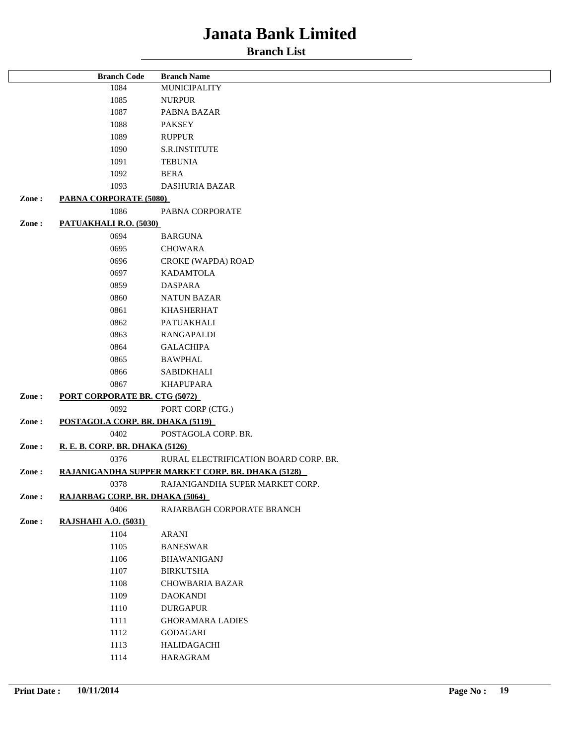# Janata Bank Limited

## Branch List

| | Branch Code | Branch Name |
|---|---|---|
| | 1084 | MUNICIPALITY |
| | 1085 | NURPUR |
| | 1087 | PABNA BAZAR |
| | 1088 | PAKSEY |
| | 1089 | RUPPUR |
| | 1090 | S.R.INSTITUTE |
| | 1091 | TEBUNIA |
| | 1092 | BERA |
| | 1093 | DASHURIA BAZAR |
| **Zone :** | **PABNA CORPORATE (5080)** | |
| | 1086 | PABNA CORPORATE |
| **Zone :** | **PATUAKHALI R.O. (5030)** | |
| | 0694 | BARGUNA |
| | 0695 | CHOWARA |
| | 0696 | CROKE (WAPDA) ROAD |
| | 0697 | KADAMTOLA |
| | 0859 | DASPARA |
| | 0860 | NATUN BAZAR |
| | 0861 | KHASHERHAT |
| | 0862 | PATUAKHALI |
| | 0863 | RANGAPALDI |
| | 0864 | GALACHIPA |
| | 0865 | BAWPHAL |
| | 0866 | SABIDKHALI |
| | 0867 | KHAPUPARA |
| **Zone :** | **PORT CORPORATE BR. CTG (5072)** | |
| | 0092 | PORT CORP (CTG.) |
| **Zone :** | **POSTAGOLA CORP. BR. DHAKA (5119)** | |
| | 0402 | POSTAGOLA CORP. BR. |
| **Zone :** | **R. E. B. CORP. BR. DHAKA (5126)** | |
| | 0376 | RURAL ELECTRIFICATION BOARD CORP. BR. |
| **Zone :** | **RAJANIGANDHA SUPPER MARKET CORP. BR. DHAKA (5128)** | |
| | 0378 | RAJANIGANDHA SUPER MARKET CORP. |
| **Zone :** | **RAJARBAG CORP. BR. DHAKA (5064)** | |
| | 0406 | RAJARBAGH CORPORATE BRANCH |
| **Zone :** | **RAJSHAHI A.O. (5031)** | |
| | 1104 | ARANI |
| | 1105 | BANESWAR |
| | 1106 | BHAWANIGANJ |
| | 1107 | BIRKUTSHA |
| | 1108 | CHOWBARIA BAZAR |
| | 1109 | DAOKANDI |
| | 1110 | DURGAPUR |
| | 1111 | GHORAMARA LADIES |
| | 1112 | GODAGARI |
| | 1113 | HALIDAGACHI |
| | 1114 | HARAGRAM |

**Print Date :** 10/11/2014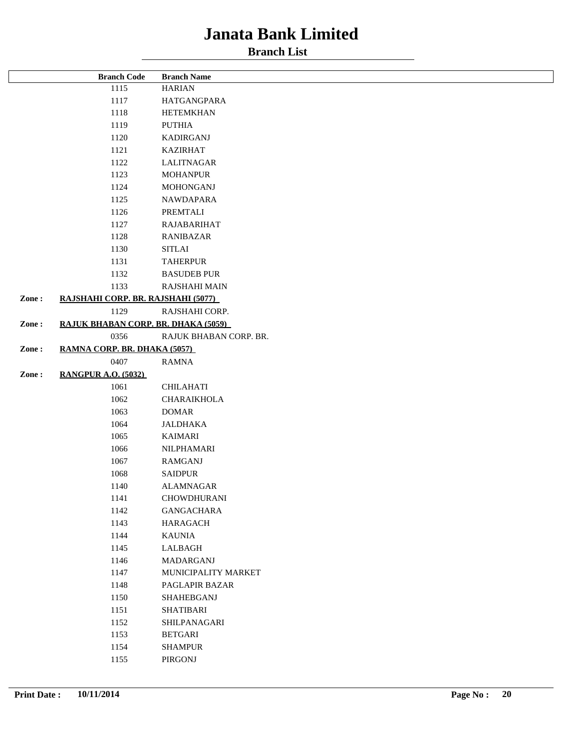# Janata Bank Limited

## Branch List

| | Branch Code | Branch Name |
|---|---|---|
| | 1115 | HARIAN |
| | 1117 | HATGANGPARA |
| | 1118 | HETEMKHAN |
| | 1119 | PUTHIA |
| | 1120 | KADIRGANJ |
| | 1121 | KAZIRHAT |
| | 1122 | LALITNAGAR |
| | 1123 | MOHANPUR |
| | 1124 | MOHONGANJ |
| | 1125 | NAWDAPARA |
| | 1126 | PREMTALI |
| | 1127 | RAJABARIHAT |
| | 1128 | RANIBAZAR |
| | 1130 | SITLAI |
| | 1131 | TAHERPUR |
| | 1132 | BASUDEB PUR |
| | 1133 | RAJSHAHI MAIN |
| **Zone :** | **RAJSHAHI CORP. BR. RAJSHAHI (5077)** | |
| | 1129 | RAJSHAHI CORP. |
| **Zone :** | **RAJUK BHABAN CORP. BR. DHAKA (5059)** | |
| | 0356 | RAJUK BHABAN CORP. BR. |
| **Zone :** | **RAMNA CORP. BR. DHAKA (5057)** | |
| | 0407 | RAMNA |
| **Zone :** | **RANGPUR A.O. (5032)** | |
| | 1061 | CHILAHATI |
| | 1062 | CHARAIKHOLA |
| | 1063 | DOMAR |
| | 1064 | JALDHAKA |
| | 1065 | KAIMARI |
| | 1066 | NILPHAMARI |
| | 1067 | RAMGANJ |
| | 1068 | SAIDPUR |
| | 1140 | ALAMNAGAR |
| | 1141 | CHOWDHURANI |
| | 1142 | GANGACHARA |
| | 1143 | HARAGACH |
| | 1144 | KAUNIA |
| | 1145 | LALBAGH |
| | 1146 | MADARGANJ |
| | 1147 | MUNICIPALITY MARKET |
| | 1148 | PAGLAPIR BAZAR |
| | 1150 | SHAHEBGANJ |
| | 1151 | SHATIBARI |
| | 1152 | SHILPANAGARI |
| | 1153 | BETGARI |
| | 1154 | SHAMPUR |
| | 1155 | PIRGONJ |

**Print Date :** **10/11/2014**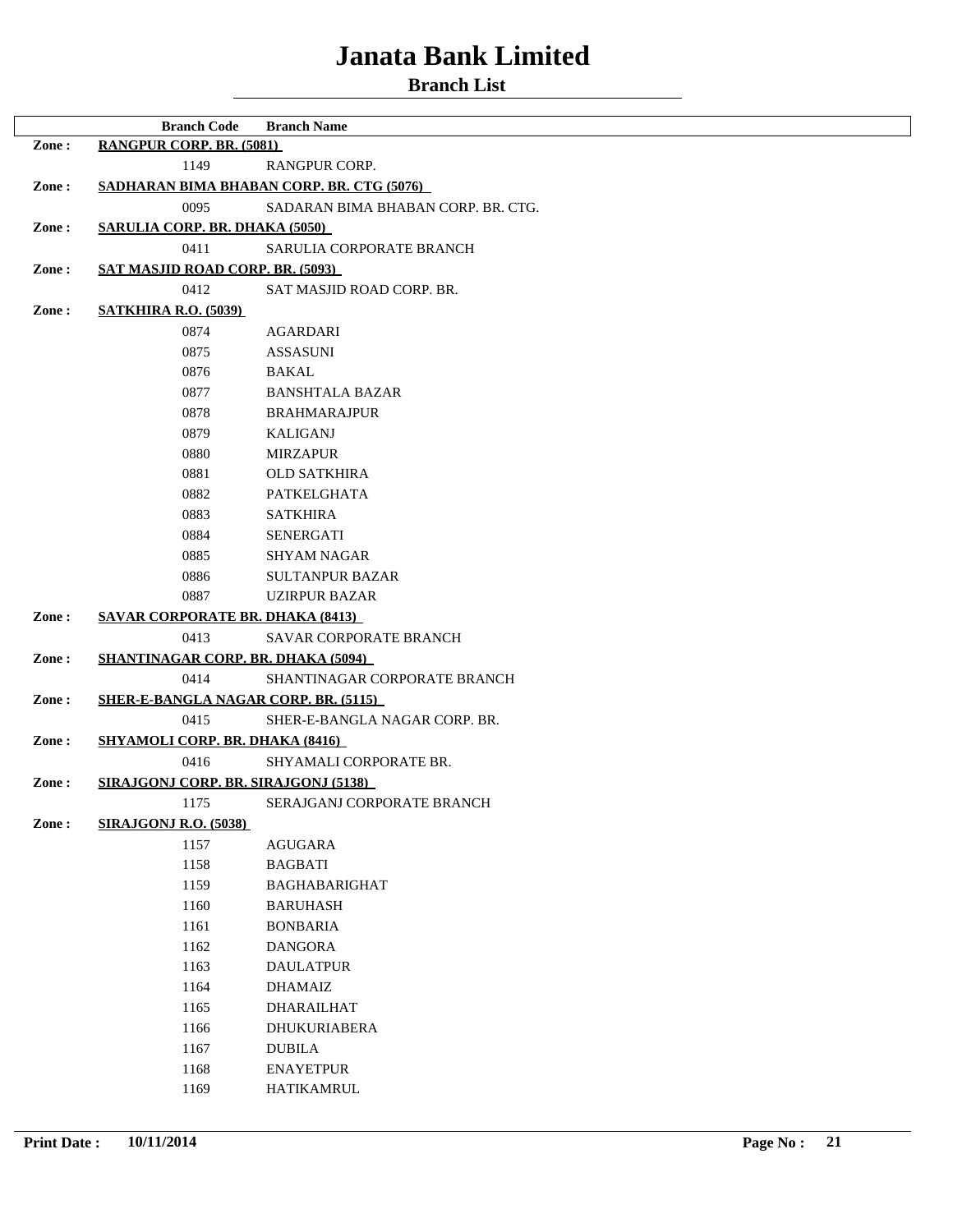# Janata Bank Limited

## Branch List

| | Branch Code | Branch Name |
|---|---|---|
| **Zone :** | **RANGPUR CORP. BR. (5081)** | |
| | 1149 | RANGPUR CORP. |
| **Zone :** | **SADHARAN BIMA BHABAN CORP. BR. CTG (5076)** | |
| | 0095 | SADARAN BIMA BHABAN CORP. BR. CTG. |
| **Zone :** | **SARULIA CORP. BR. DHAKA (5050)** | |
| | 0411 | SARULIA CORPORATE BRANCH |
| **Zone :** | **SAT MASJID ROAD CORP. BR. (5093)** | |
| | 0412 | SAT MASJID ROAD CORP. BR. |
| **Zone :** | **SATKHIRA R.O. (5039)** | |
| | 0874 | AGARDARI |
| | 0875 | ASSASUNI |
| | 0876 | BAKAL |
| | 0877 | BANSHTALA BAZAR |
| | 0878 | BRAHMARAJPUR |
| | 0879 | KALIGANJ |
| | 0880 | MIRZAPUR |
| | 0881 | OLD SATKHIRA |
| | 0882 | PATKELGHATA |
| | 0883 | SATKHIRA |
| | 0884 | SENERGATI |
| | 0885 | SHYAM NAGAR |
| | 0886 | SULTANPUR BAZAR |
| | 0887 | UZIRPUR BAZAR |
| **Zone :** | **SAVAR CORPORATE BR. DHAKA (8413)** | |
| | 0413 | SAVAR CORPORATE BRANCH |
| **Zone :** | **SHANTINAGAR CORP. BR. DHAKA (5094)** | |
| | 0414 | SHANTINAGAR CORPORATE BRANCH |
| **Zone :** | **SHER-E-BANGLA NAGAR CORP. BR. (5115)** | |
| | 0415 | SHER-E-BANGLA NAGAR CORP. BR. |
| **Zone :** | **SHYAMOLI CORP. BR. DHAKA (8416)** | |
| | 0416 | SHYAMALI CORPORATE BR. |
| **Zone :** | **SIRAJGONJ CORP. BR. SIRAJGONJ (5138)** | |
| | 1175 | SERAJGANJ CORPORATE BRANCH |
| **Zone :** | **SIRAJGONJ R.O. (5038)** | |
| | 1157 | AGUGARA |
| | 1158 | BAGBATI |
| | 1159 | BAGHABARIGHAT |
| | 1160 | BARUHASH |
| | 1161 | BONBARIA |
| | 1162 | DANGORA |
| | 1163 | DAULATPUR |
| | 1164 | DHAMAIZ |
| | 1165 | DHARAILHAT |
| | 1166 | DHUKURIABERA |
| | 1167 | DUBILA |
| | 1168 | ENAYETPUR |
| | 1169 | HATIKAMRUL |

**Print Date :** 10/11/2014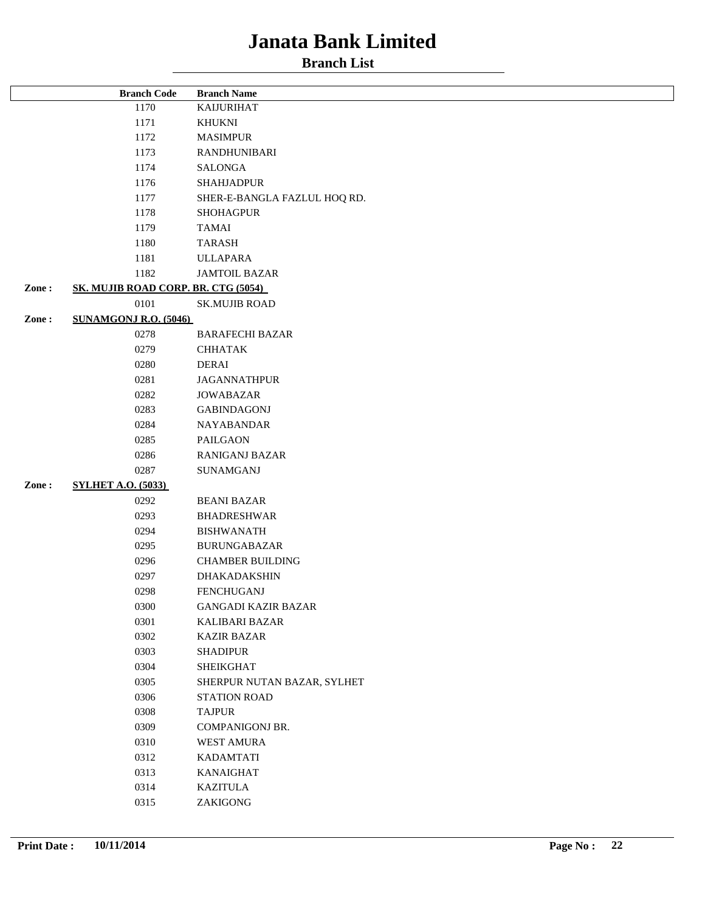# Janata Bank Limited

## Branch List

| | Branch Code | Branch Name |
|---|---|---|
| | 1170 | KAIJURIHAT |
| | 1171 | KHUKNI |
| | 1172 | MASIMPUR |
| | 1173 | RANDHUNIBARI |
| | 1174 | SALONGA |
| | 1176 | SHAHJADPUR |
| | 1177 | SHER-E-BANGLA FAZLUL HOQ RD. |
| | 1178 | SHOHAGPUR |
| | 1179 | TAMAI |
| | 1180 | TARASH |
| | 1181 | ULLAPARA |
| | 1182 | JAMTOIL BAZAR |
| **Zone :** | **SK. MUJIB ROAD CORP. BR. CTG (5054)** | |
| | 0101 | SK.MUJIB ROAD |
| **Zone :** | **SUNAMGONJ R.O. (5046)** | |
| | 0278 | BARAFECHI BAZAR |
| | 0279 | CHHATAK |
| | 0280 | DERAI |
| | 0281 | JAGANNATHPUR |
| | 0282 | JOWABAZAR |
| | 0283 | GABINDAGONJ |
| | 0284 | NAYABANDAR |
| | 0285 | PAILGAON |
| | 0286 | RANIGANJ BAZAR |
| | 0287 | SUNAMGANJ |
| **Zone :** | **SYLHET A.O. (5033)** | |
| | 0292 | BEANI BAZAR |
| | 0293 | BHADRESHWAR |
| | 0294 | BISHWANATH |
| | 0295 | BURUNGABAZAR |
| | 0296 | CHAMBER BUILDING |
| | 0297 | DHAKADAKSHIN |
| | 0298 | FENCHUGANJ |
| | 0300 | GANGADI KAZIR BAZAR |
| | 0301 | KALIBARI BAZAR |
| | 0302 | KAZIR BAZAR |
| | 0303 | SHADIPUR |
| | 0304 | SHEIKGHAT |
| | 0305 | SHERPUR NUTAN BAZAR, SYLHET |
| | 0306 | STATION ROAD |
| | 0308 | TAJPUR |
| | 0309 | COMPANIGONJ BR. |
| | 0310 | WEST AMURA |
| | 0312 | KADAMTATI |
| | 0313 | KANAIGHAT |
| | 0314 | KAZITULA |
| | 0315 | ZAKIGONG |

**Print Date :** 10/11/2014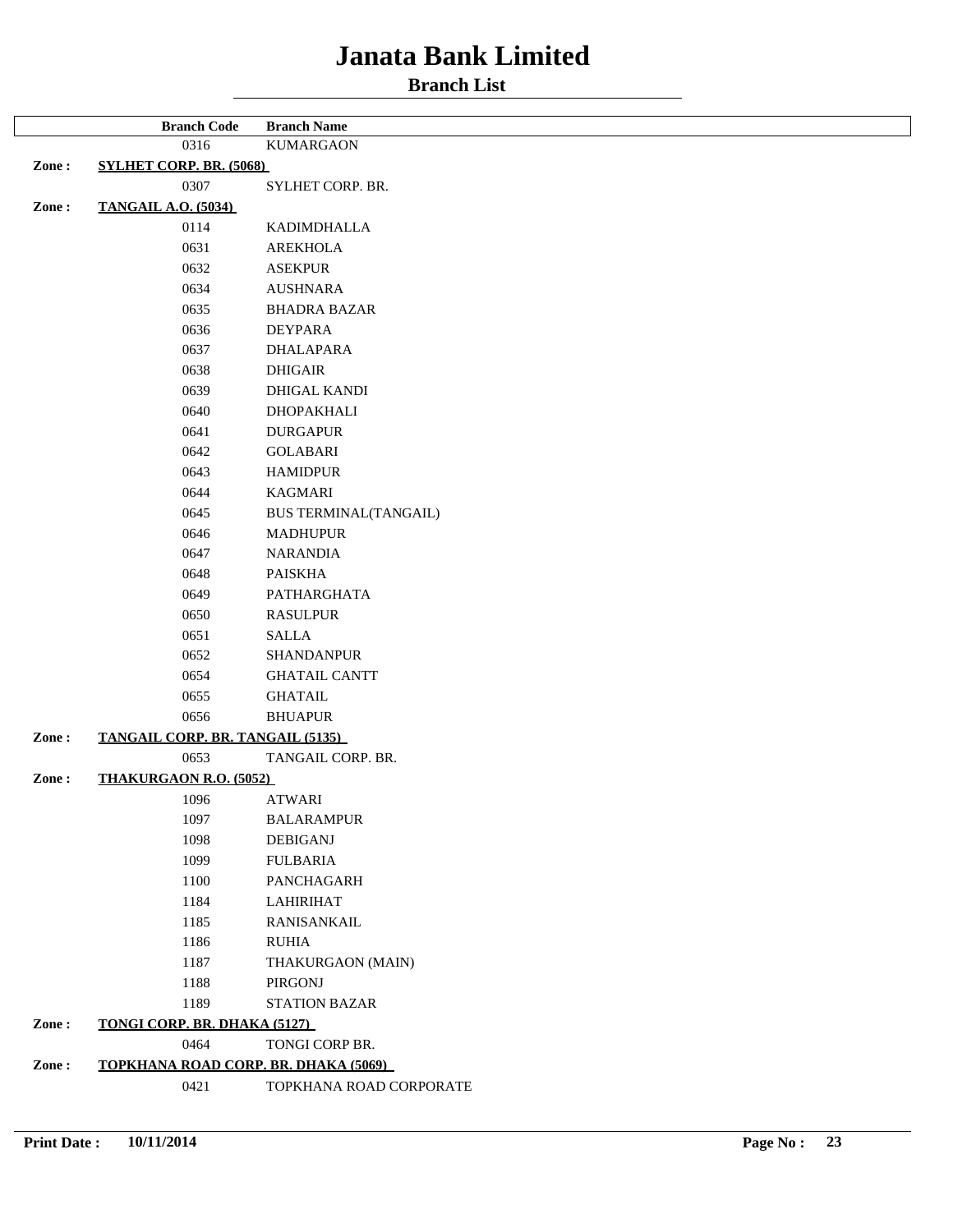# Janata Bank Limited

## Branch List

| | Branch Code | Branch Name |
|---|---|---|
| | 0316 | KUMARGAON |
| **Zone :** | **SYLHET CORP. BR. (5068)** | |
| | 0307 | SYLHET CORP. BR. |
| **Zone :** | **TANGAIL A.O. (5034)** | |
| | 0114 | KADIMDHALLA |
| | 0631 | AREKHOLA |
| | 0632 | ASEKPUR |
| | 0634 | AUSHNARA |
| | 0635 | BHADRA BAZAR |
| | 0636 | DEYPARA |
| | 0637 | DHALAPARA |
| | 0638 | DHIGAIR |
| | 0639 | DHIGAL KANDI |
| | 0640 | DHOPAKHALI |
| | 0641 | DURGAPUR |
| | 0642 | GOLABARI |
| | 0643 | HAMIDPUR |
| | 0644 | KAGMARI |
| | 0645 | BUS TERMINAL(TANGAIL) |
| | 0646 | MADHUPUR |
| | 0647 | NARANDIA |
| | 0648 | PAISKHA |
| | 0649 | PATHARGHATA |
| | 0650 | RASULPUR |
| | 0651 | SALLA |
| | 0652 | SHANDANPUR |
| | 0654 | GHATAIL CANTT |
| | 0655 | GHATAIL |
| | 0656 | BHUAPUR |
| **Zone :** | **TANGAIL CORP. BR. TANGAIL (5135)** | |
| | 0653 | TANGAIL CORP. BR. |
| **Zone :** | **THAKURGAON R.O. (5052)** | |
| | 1096 | ATWARI |
| | 1097 | BALARAMPUR |
| | 1098 | DEBIGANJ |
| | 1099 | FULBARIA |
| | 1100 | PANCHAGARH |
| | 1184 | LAHIRIHAT |
| | 1185 | RANISANKAIL |
| | 1186 | RUHIA |
| | 1187 | THAKURGAON (MAIN) |
| | 1188 | PIRGONJ |
| | 1189 | STATION BAZAR |
| **Zone :** | **TONGI CORP. BR. DHAKA (5127)** | |
| | 0464 | TONGI CORP BR. |
| **Zone :** | **TOPKHANA ROAD CORP. BR. DHAKA (5069)** | |
| | 0421 | TOPKHANA ROAD CORPORATE |

**Print Date :** 10/11/2014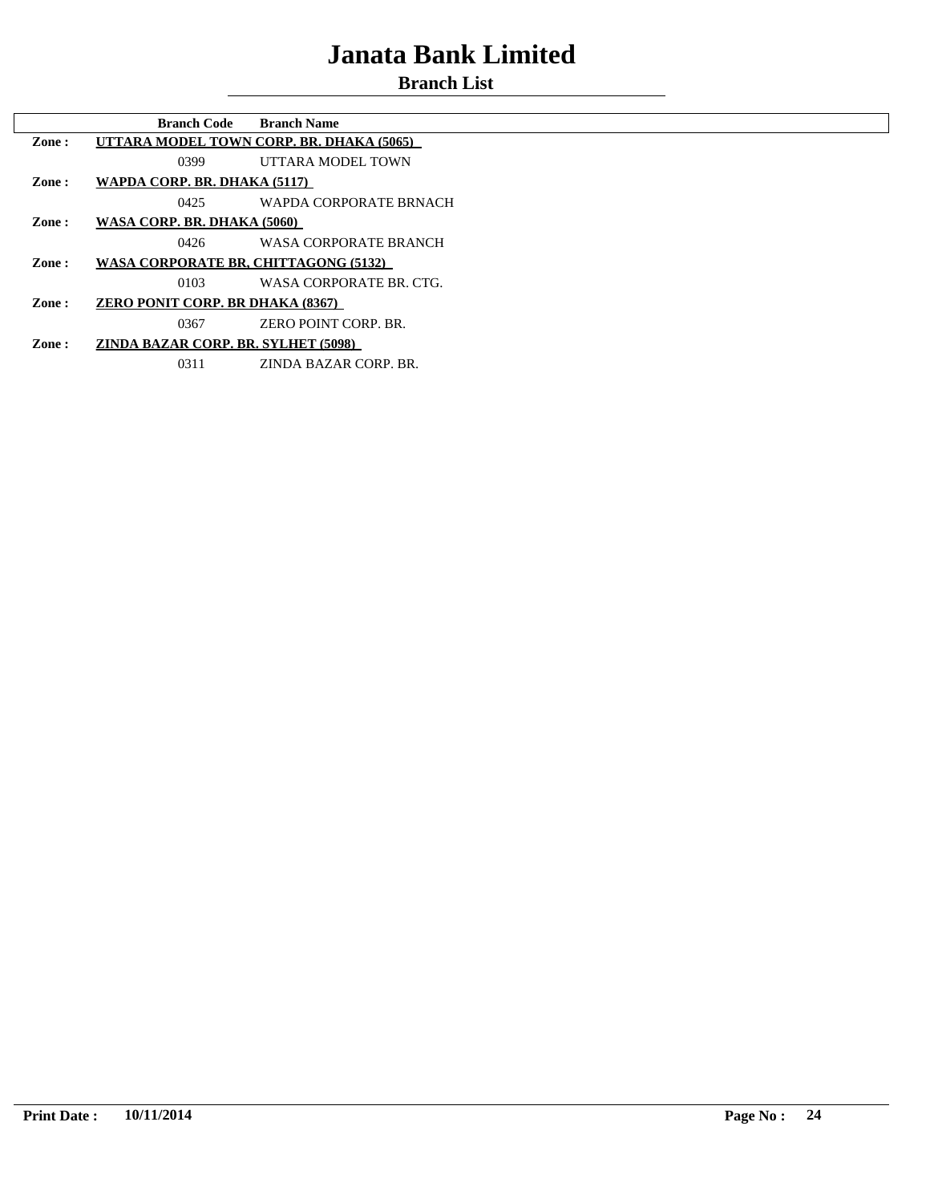# Janata Bank Limited

## Branch List

| | Branch Code | Branch Name |
|---|---|---|
| **Zone :** | **UTTARA MODEL TOWN CORP. BR. DHAKA (5065)** | |
| | 0399 | UTTARA MODEL TOWN |
| **Zone :** | **WAPDA CORP. BR. DHAKA (5117)** | |
| | 0425 | WAPDA CORPORATE BRNACH |
| **Zone :** | **WASA CORP. BR. DHAKA (5060)** | |
| | 0426 | WASA CORPORATE BRANCH |
| **Zone :** | **WASA CORPORATE BR, CHITTAGONG (5132)** | |
| | 0103 | WASA CORPORATE BR. CTG. |
| **Zone :** | **ZERO PONIT CORP. BR DHAKA (8367)** | |
| | 0367 | ZERO POINT CORP. BR. |
| **Zone :** | **ZINDA BAZAR CORP. BR. SYLHET (5098)** | |
| | 0311 | ZINDA BAZAR CORP. BR. |

**Print Date :** **10/11/2014**